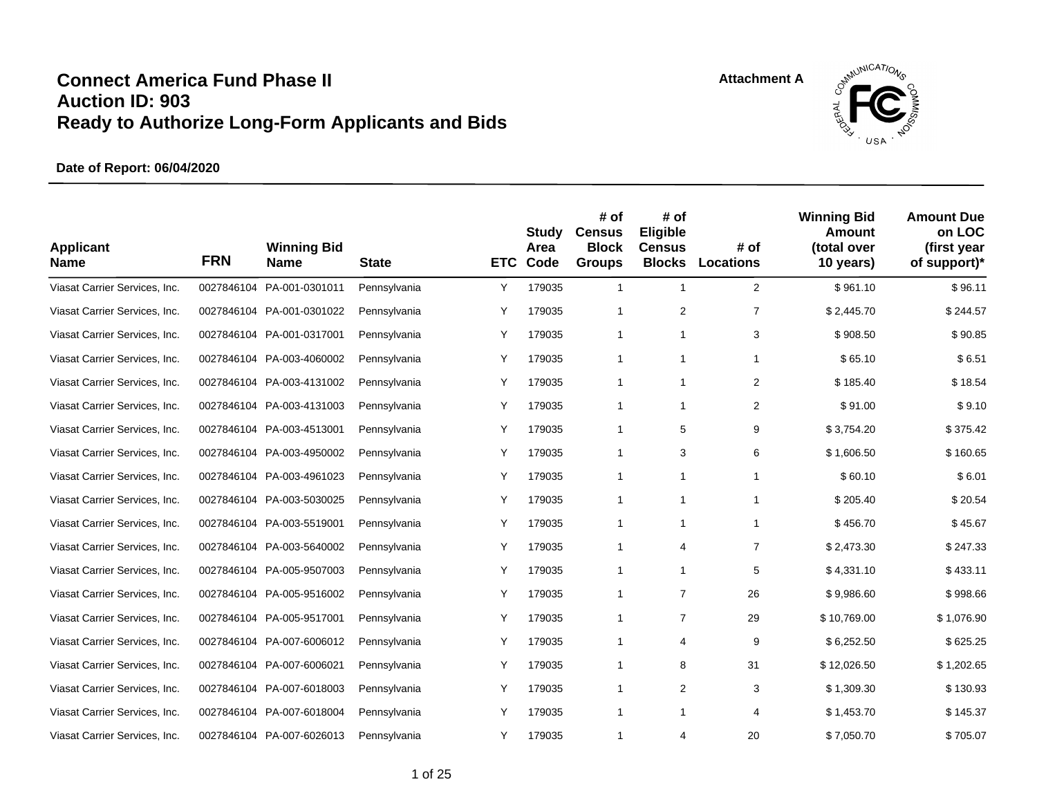# Connect America Fund Phase II
# Auction ID: 903
# Ready to Authorize Long-Form Applicants and Bids

Attachment A

**Date of Report: 06/04/2020**

| Applicant Name | FRN | Winning Bid Name | State | ETC | Study Area Code | # of Census Block Groups | # of Eligible Census Blocks | # of Locations | Winning Bid Amount (total over 10 years) | Amount Due on LOC (first year of support)* |
|---|---|---|---|---|---|---|---|---|---|---|
| Viasat Carrier Services, Inc. | 0027846104 | PA-001-0301011 | Pennsylvania | Y | 179035 | 1 | 1 | 2 | $ 961.10 | $ 96.11 |
| Viasat Carrier Services, Inc. | 0027846104 | PA-001-0301022 | Pennsylvania | Y | 179035 | 1 | 2 | 7 | $ 2,445.70 | $ 244.57 |
| Viasat Carrier Services, Inc. | 0027846104 | PA-001-0317001 | Pennsylvania | Y | 179035 | 1 | 1 | 3 | $ 908.50 | $ 90.85 |
| Viasat Carrier Services, Inc. | 0027846104 | PA-003-4060002 | Pennsylvania | Y | 179035 | 1 | 1 | 1 | $ 65.10 | $ 6.51 |
| Viasat Carrier Services, Inc. | 0027846104 | PA-003-4131002 | Pennsylvania | Y | 179035 | 1 | 1 | 2 | $ 185.40 | $ 18.54 |
| Viasat Carrier Services, Inc. | 0027846104 | PA-003-4131003 | Pennsylvania | Y | 179035 | 1 | 1 | 2 | $ 91.00 | $ 9.10 |
| Viasat Carrier Services, Inc. | 0027846104 | PA-003-4513001 | Pennsylvania | Y | 179035 | 1 | 5 | 9 | $ 3,754.20 | $ 375.42 |
| Viasat Carrier Services, Inc. | 0027846104 | PA-003-4950002 | Pennsylvania | Y | 179035 | 1 | 3 | 6 | $ 1,606.50 | $ 160.65 |
| Viasat Carrier Services, Inc. | 0027846104 | PA-003-4961023 | Pennsylvania | Y | 179035 | 1 | 1 | 1 | $ 60.10 | $ 6.01 |
| Viasat Carrier Services, Inc. | 0027846104 | PA-003-5030025 | Pennsylvania | Y | 179035 | 1 | 1 | 1 | $ 205.40 | $ 20.54 |
| Viasat Carrier Services, Inc. | 0027846104 | PA-003-5519001 | Pennsylvania | Y | 179035 | 1 | 1 | 1 | $ 456.70 | $ 45.67 |
| Viasat Carrier Services, Inc. | 0027846104 | PA-003-5640002 | Pennsylvania | Y | 179035 | 1 | 4 | 7 | $ 2,473.30 | $ 247.33 |
| Viasat Carrier Services, Inc. | 0027846104 | PA-005-9507003 | Pennsylvania | Y | 179035 | 1 | 1 | 5 | $ 4,331.10 | $ 433.11 |
| Viasat Carrier Services, Inc. | 0027846104 | PA-005-9516002 | Pennsylvania | Y | 179035 | 1 | 7 | 26 | $ 9,986.60 | $ 998.66 |
| Viasat Carrier Services, Inc. | 0027846104 | PA-005-9517001 | Pennsylvania | Y | 179035 | 1 | 7 | 29 | $ 10,769.00 | $ 1,076.90 |
| Viasat Carrier Services, Inc. | 0027846104 | PA-007-6006012 | Pennsylvania | Y | 179035 | 1 | 4 | 9 | $ 6,252.50 | $ 625.25 |
| Viasat Carrier Services, Inc. | 0027846104 | PA-007-6006021 | Pennsylvania | Y | 179035 | 1 | 8 | 31 | $ 12,026.50 | $ 1,202.65 |
| Viasat Carrier Services, Inc. | 0027846104 | PA-007-6018003 | Pennsylvania | Y | 179035 | 1 | 2 | 3 | $ 1,309.30 | $ 130.93 |
| Viasat Carrier Services, Inc. | 0027846104 | PA-007-6018004 | Pennsylvania | Y | 179035 | 1 | 1 | 4 | $ 1,453.70 | $ 145.37 |
| Viasat Carrier Services, Inc. | 0027846104 | PA-007-6026013 | Pennsylvania | Y | 179035 | 1 | 4 | 20 | $ 7,050.70 | $ 705.07 |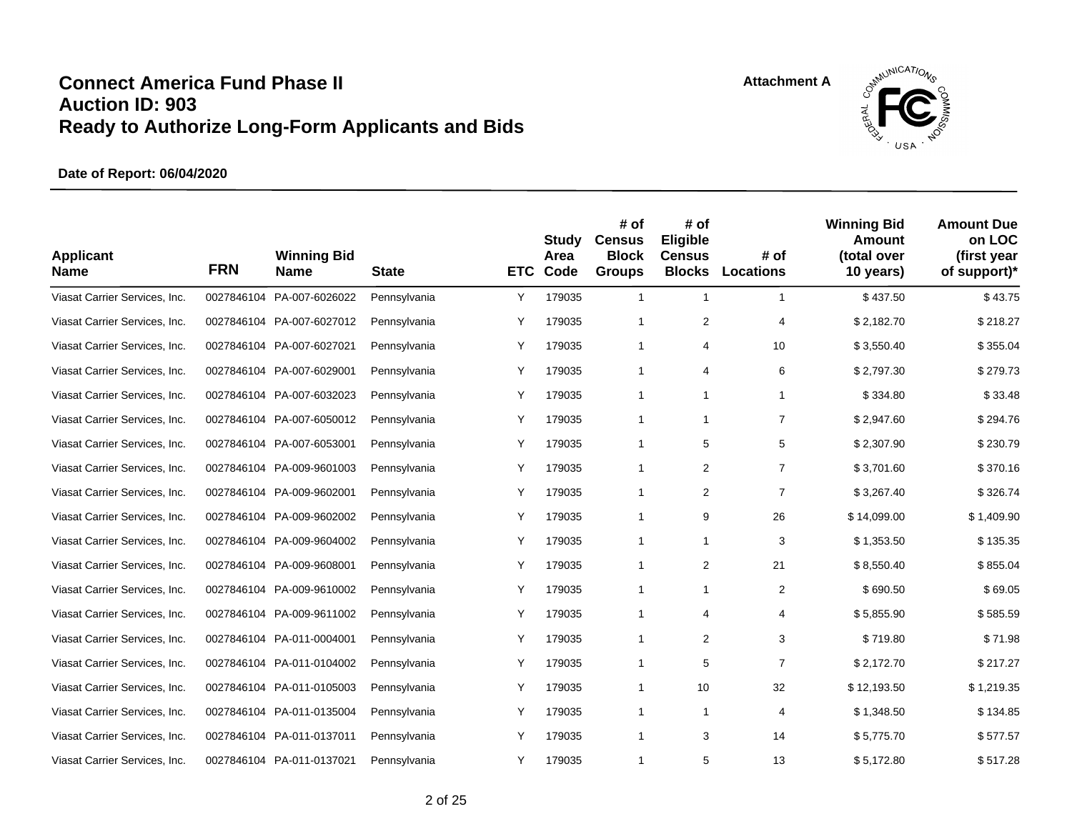# Connect America Fund Phase II
# Auction ID: 903
# Ready to Authorize Long-Form Applicants and Bids

Attachment A

**Date of Report: 06/04/2020**

| Applicant Name | FRN | Winning Bid Name | State | ETC | Study Area Code | # of Census Block Groups | # of Eligible Census Blocks | # of Locations | Winning Bid Amount (total over 10 years) | Amount Due on LOC (first year of support)* |
|---|---|---|---|---|---|---|---|---|---|---|
| Viasat Carrier Services, Inc. | 0027846104 | PA-007-6026022 | Pennsylvania | Y | 179035 | 1 | 1 | 1 | $ 437.50 | $ 43.75 |
| Viasat Carrier Services, Inc. | 0027846104 | PA-007-6027012 | Pennsylvania | Y | 179035 | 1 | 2 | 4 | $ 2,182.70 | $ 218.27 |
| Viasat Carrier Services, Inc. | 0027846104 | PA-007-6027021 | Pennsylvania | Y | 179035 | 1 | 4 | 10 | $ 3,550.40 | $ 355.04 |
| Viasat Carrier Services, Inc. | 0027846104 | PA-007-6029001 | Pennsylvania | Y | 179035 | 1 | 4 | 6 | $ 2,797.30 | $ 279.73 |
| Viasat Carrier Services, Inc. | 0027846104 | PA-007-6032023 | Pennsylvania | Y | 179035 | 1 | 1 | 1 | $ 334.80 | $ 33.48 |
| Viasat Carrier Services, Inc. | 0027846104 | PA-007-6050012 | Pennsylvania | Y | 179035 | 1 | 1 | 7 | $ 2,947.60 | $ 294.76 |
| Viasat Carrier Services, Inc. | 0027846104 | PA-007-6053001 | Pennsylvania | Y | 179035 | 1 | 5 | 5 | $ 2,307.90 | $ 230.79 |
| Viasat Carrier Services, Inc. | 0027846104 | PA-009-9601003 | Pennsylvania | Y | 179035 | 1 | 2 | 7 | $ 3,701.60 | $ 370.16 |
| Viasat Carrier Services, Inc. | 0027846104 | PA-009-9602001 | Pennsylvania | Y | 179035 | 1 | 2 | 7 | $ 3,267.40 | $ 326.74 |
| Viasat Carrier Services, Inc. | 0027846104 | PA-009-9602002 | Pennsylvania | Y | 179035 | 1 | 9 | 26 | $ 14,099.00 | $ 1,409.90 |
| Viasat Carrier Services, Inc. | 0027846104 | PA-009-9604002 | Pennsylvania | Y | 179035 | 1 | 1 | 3 | $ 1,353.50 | $ 135.35 |
| Viasat Carrier Services, Inc. | 0027846104 | PA-009-9608001 | Pennsylvania | Y | 179035 | 1 | 2 | 21 | $ 8,550.40 | $ 855.04 |
| Viasat Carrier Services, Inc. | 0027846104 | PA-009-9610002 | Pennsylvania | Y | 179035 | 1 | 1 | 2 | $ 690.50 | $ 69.05 |
| Viasat Carrier Services, Inc. | 0027846104 | PA-009-9611002 | Pennsylvania | Y | 179035 | 1 | 4 | 4 | $ 5,855.90 | $ 585.59 |
| Viasat Carrier Services, Inc. | 0027846104 | PA-011-0004001 | Pennsylvania | Y | 179035 | 1 | 2 | 3 | $ 719.80 | $ 71.98 |
| Viasat Carrier Services, Inc. | 0027846104 | PA-011-0104002 | Pennsylvania | Y | 179035 | 1 | 5 | 7 | $ 2,172.70 | $ 217.27 |
| Viasat Carrier Services, Inc. | 0027846104 | PA-011-0105003 | Pennsylvania | Y | 179035 | 1 | 10 | 32 | $ 12,193.50 | $ 1,219.35 |
| Viasat Carrier Services, Inc. | 0027846104 | PA-011-0135004 | Pennsylvania | Y | 179035 | 1 | 1 | 4 | $ 1,348.50 | $ 134.85 |
| Viasat Carrier Services, Inc. | 0027846104 | PA-011-0137011 | Pennsylvania | Y | 179035 | 1 | 3 | 14 | $ 5,775.70 | $ 577.57 |
| Viasat Carrier Services, Inc. | 0027846104 | PA-011-0137021 | Pennsylvania | Y | 179035 | 1 | 5 | 13 | $ 5,172.80 | $ 517.28 |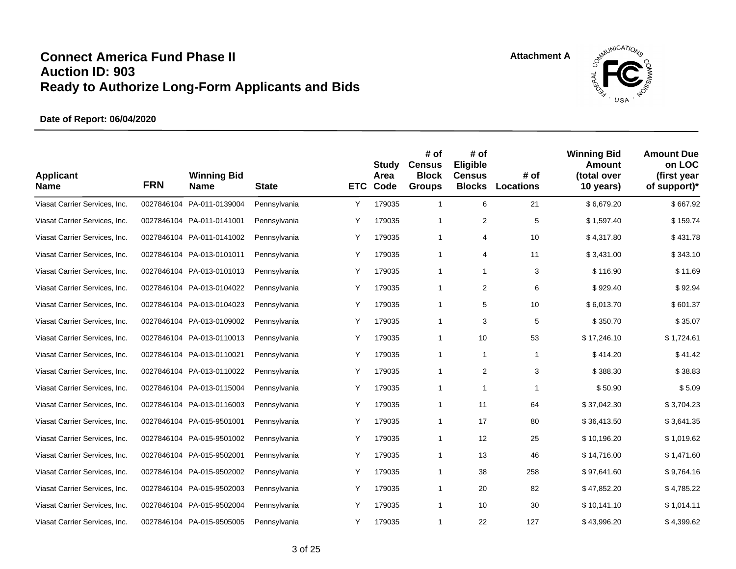# Connect America Fund Phase II
# Auction ID: 903
# Ready to Authorize Long-Form Applicants and Bids

Attachment A

**Date of Report: 06/04/2020**

| Applicant Name | FRN | Winning Bid Name | State | ETC | Study Area Code | # of Census Block Groups | # of Eligible Census Blocks | # of Locations | Winning Bid Amount (total over 10 years) | Amount Due on LOC (first year of support)* |
|---|---|---|---|---|---|---|---|---|---|---|
| Viasat Carrier Services, Inc. | 0027846104 | PA-011-0139004 | Pennsylvania | Y | 179035 | 1 | 6 | 21 | $ 6,679.20 | $ 667.92 |
| Viasat Carrier Services, Inc. | 0027846104 | PA-011-0141001 | Pennsylvania | Y | 179035 | 1 | 2 | 5 | $ 1,597.40 | $ 159.74 |
| Viasat Carrier Services, Inc. | 0027846104 | PA-011-0141002 | Pennsylvania | Y | 179035 | 1 | 4 | 10 | $ 4,317.80 | $ 431.78 |
| Viasat Carrier Services, Inc. | 0027846104 | PA-013-0101011 | Pennsylvania | Y | 179035 | 1 | 4 | 11 | $ 3,431.00 | $ 343.10 |
| Viasat Carrier Services, Inc. | 0027846104 | PA-013-0101013 | Pennsylvania | Y | 179035 | 1 | 1 | 3 | $ 116.90 | $ 11.69 |
| Viasat Carrier Services, Inc. | 0027846104 | PA-013-0104022 | Pennsylvania | Y | 179035 | 1 | 2 | 6 | $ 929.40 | $ 92.94 |
| Viasat Carrier Services, Inc. | 0027846104 | PA-013-0104023 | Pennsylvania | Y | 179035 | 1 | 5 | 10 | $ 6,013.70 | $ 601.37 |
| Viasat Carrier Services, Inc. | 0027846104 | PA-013-0109002 | Pennsylvania | Y | 179035 | 1 | 3 | 5 | $ 350.70 | $ 35.07 |
| Viasat Carrier Services, Inc. | 0027846104 | PA-013-0110013 | Pennsylvania | Y | 179035 | 1 | 10 | 53 | $ 17,246.10 | $ 1,724.61 |
| Viasat Carrier Services, Inc. | 0027846104 | PA-013-0110021 | Pennsylvania | Y | 179035 | 1 | 1 | 1 | $ 414.20 | $ 41.42 |
| Viasat Carrier Services, Inc. | 0027846104 | PA-013-0110022 | Pennsylvania | Y | 179035 | 1 | 2 | 3 | $ 388.30 | $ 38.83 |
| Viasat Carrier Services, Inc. | 0027846104 | PA-013-0115004 | Pennsylvania | Y | 179035 | 1 | 1 | 1 | $ 50.90 | $ 5.09 |
| Viasat Carrier Services, Inc. | 0027846104 | PA-013-0116003 | Pennsylvania | Y | 179035 | 1 | 11 | 64 | $ 37,042.30 | $ 3,704.23 |
| Viasat Carrier Services, Inc. | 0027846104 | PA-015-9501001 | Pennsylvania | Y | 179035 | 1 | 17 | 80 | $ 36,413.50 | $ 3,641.35 |
| Viasat Carrier Services, Inc. | 0027846104 | PA-015-9501002 | Pennsylvania | Y | 179035 | 1 | 12 | 25 | $ 10,196.20 | $ 1,019.62 |
| Viasat Carrier Services, Inc. | 0027846104 | PA-015-9502001 | Pennsylvania | Y | 179035 | 1 | 13 | 46 | $ 14,716.00 | $ 1,471.60 |
| Viasat Carrier Services, Inc. | 0027846104 | PA-015-9502002 | Pennsylvania | Y | 179035 | 1 | 38 | 258 | $ 97,641.60 | $ 9,764.16 |
| Viasat Carrier Services, Inc. | 0027846104 | PA-015-9502003 | Pennsylvania | Y | 179035 | 1 | 20 | 82 | $ 47,852.20 | $ 4,785.22 |
| Viasat Carrier Services, Inc. | 0027846104 | PA-015-9502004 | Pennsylvania | Y | 179035 | 1 | 10 | 30 | $ 10,141.10 | $ 1,014.11 |
| Viasat Carrier Services, Inc. | 0027846104 | PA-015-9505005 | Pennsylvania | Y | 179035 | 1 | 22 | 127 | $ 43,996.20 | $ 4,399.62 |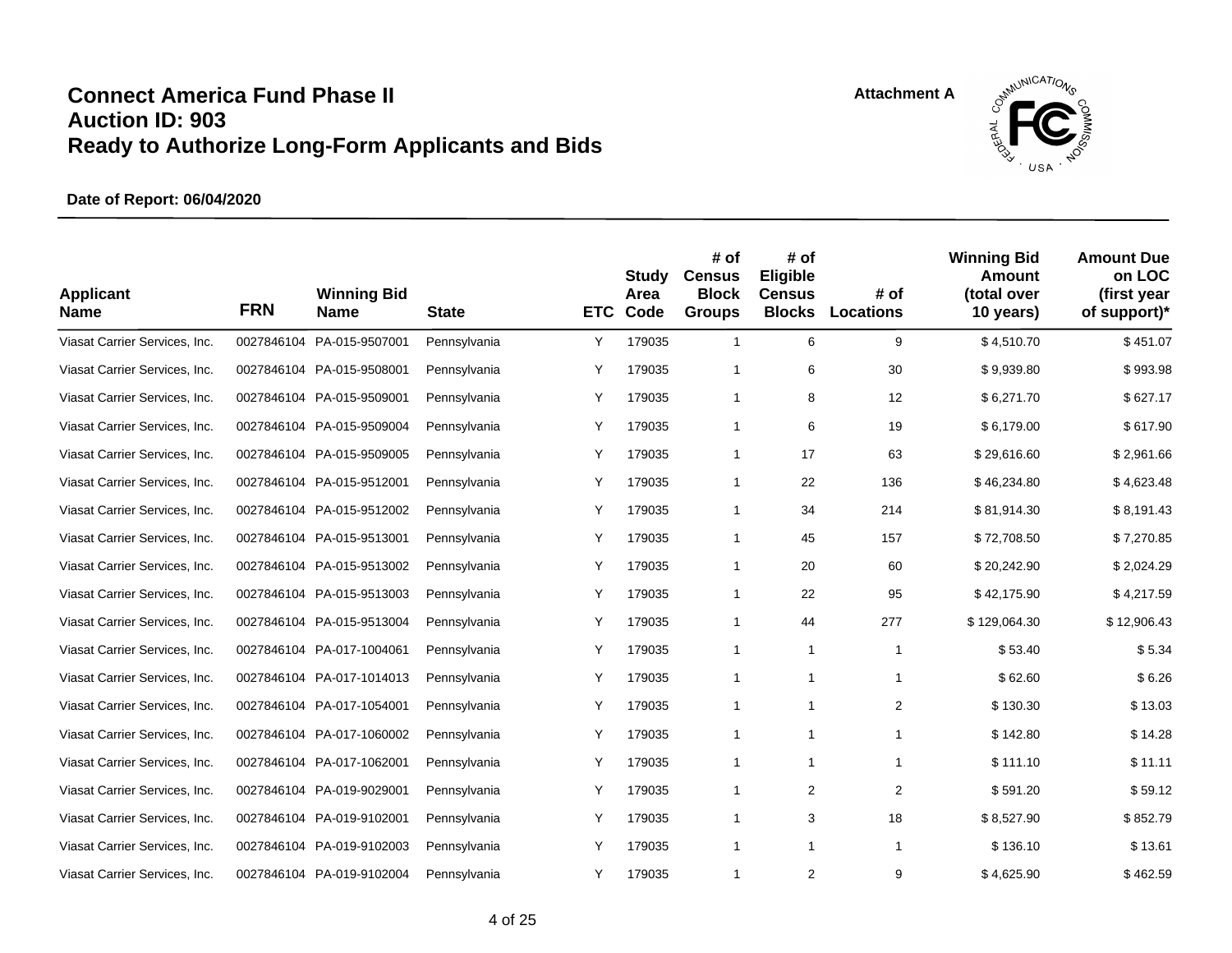# Connect America Fund Phase II
# Auction ID: 903
# Ready to Authorize Long-Form Applicants and Bids

Attachment A

**Date of Report: 06/04/2020**

| Applicant Name | FRN | Winning Bid Name | State | ETC | Study Area Code | # of Census Block Groups | # of Eligible Census Blocks | # of Locations | Winning Bid Amount (total over 10 years) | Amount Due on LOC (first year of support)* |
|---|---|---|---|---|---|---|---|---|---|---|
| Viasat Carrier Services, Inc. | 0027846104 | PA-015-9507001 | Pennsylvania | Y | 179035 | 1 | 6 | 9 | $ 4,510.70 | $ 451.07 |
| Viasat Carrier Services, Inc. | 0027846104 | PA-015-9508001 | Pennsylvania | Y | 179035 | 1 | 6 | 30 | $ 9,939.80 | $ 993.98 |
| Viasat Carrier Services, Inc. | 0027846104 | PA-015-9509001 | Pennsylvania | Y | 179035 | 1 | 8 | 12 | $ 6,271.70 | $ 627.17 |
| Viasat Carrier Services, Inc. | 0027846104 | PA-015-9509004 | Pennsylvania | Y | 179035 | 1 | 6 | 19 | $ 6,179.00 | $ 617.90 |
| Viasat Carrier Services, Inc. | 0027846104 | PA-015-9509005 | Pennsylvania | Y | 179035 | 1 | 17 | 63 | $ 29,616.60 | $ 2,961.66 |
| Viasat Carrier Services, Inc. | 0027846104 | PA-015-9512001 | Pennsylvania | Y | 179035 | 1 | 22 | 136 | $ 46,234.80 | $ 4,623.48 |
| Viasat Carrier Services, Inc. | 0027846104 | PA-015-9512002 | Pennsylvania | Y | 179035 | 1 | 34 | 214 | $ 81,914.30 | $ 8,191.43 |
| Viasat Carrier Services, Inc. | 0027846104 | PA-015-9513001 | Pennsylvania | Y | 179035 | 1 | 45 | 157 | $ 72,708.50 | $ 7,270.85 |
| Viasat Carrier Services, Inc. | 0027846104 | PA-015-9513002 | Pennsylvania | Y | 179035 | 1 | 20 | 60 | $ 20,242.90 | $ 2,024.29 |
| Viasat Carrier Services, Inc. | 0027846104 | PA-015-9513003 | Pennsylvania | Y | 179035 | 1 | 22 | 95 | $ 42,175.90 | $ 4,217.59 |
| Viasat Carrier Services, Inc. | 0027846104 | PA-015-9513004 | Pennsylvania | Y | 179035 | 1 | 44 | 277 | $ 129,064.30 | $ 12,906.43 |
| Viasat Carrier Services, Inc. | 0027846104 | PA-017-1004061 | Pennsylvania | Y | 179035 | 1 | 1 | 1 | $ 53.40 | $ 5.34 |
| Viasat Carrier Services, Inc. | 0027846104 | PA-017-1014013 | Pennsylvania | Y | 179035 | 1 | 1 | 1 | $ 62.60 | $ 6.26 |
| Viasat Carrier Services, Inc. | 0027846104 | PA-017-1054001 | Pennsylvania | Y | 179035 | 1 | 1 | 2 | $ 130.30 | $ 13.03 |
| Viasat Carrier Services, Inc. | 0027846104 | PA-017-1060002 | Pennsylvania | Y | 179035 | 1 | 1 | 1 | $ 142.80 | $ 14.28 |
| Viasat Carrier Services, Inc. | 0027846104 | PA-017-1062001 | Pennsylvania | Y | 179035 | 1 | 1 | 1 | $ 111.10 | $ 11.11 |
| Viasat Carrier Services, Inc. | 0027846104 | PA-019-9029001 | Pennsylvania | Y | 179035 | 1 | 2 | 2 | $ 591.20 | $ 59.12 |
| Viasat Carrier Services, Inc. | 0027846104 | PA-019-9102001 | Pennsylvania | Y | 179035 | 1 | 3 | 18 | $ 8,527.90 | $ 852.79 |
| Viasat Carrier Services, Inc. | 0027846104 | PA-019-9102003 | Pennsylvania | Y | 179035 | 1 | 1 | 1 | $ 136.10 | $ 13.61 |
| Viasat Carrier Services, Inc. | 0027846104 | PA-019-9102004 | Pennsylvania | Y | 179035 | 1 | 2 | 9 | $ 4,625.90 | $ 462.59 |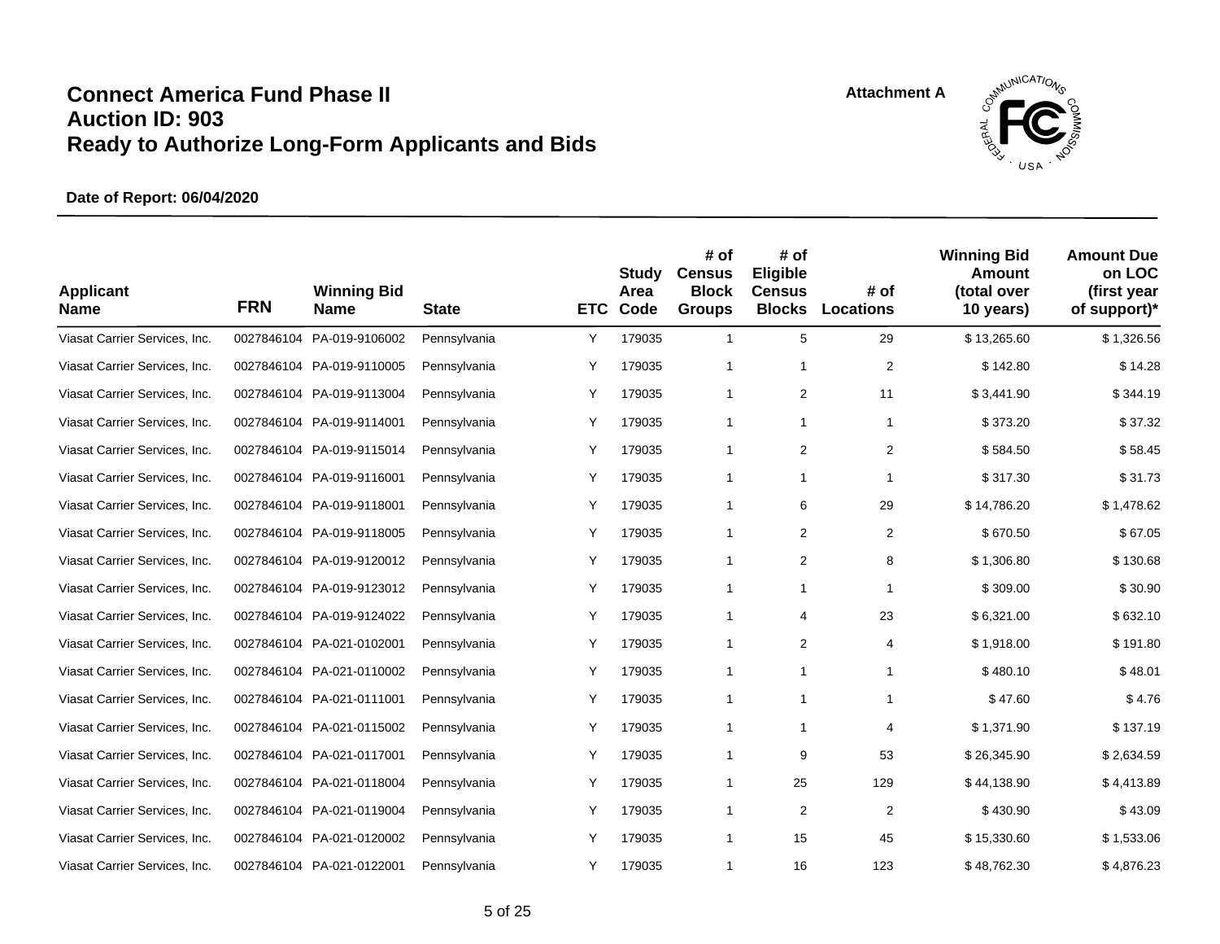# Connect America Fund Phase II
# Auction ID: 903
# Ready to Authorize Long-Form Applicants and Bids

Attachment A

**Date of Report: 06/04/2020**

| Applicant Name | FRN | Winning Bid Name | State | ETC | Study Area Code | # of Census Block Groups | # of Eligible Census Blocks | # of Locations | Winning Bid Amount (total over 10 years) | Amount Due on LOC (first year of support)* |
|---|---|---|---|---|---|---|---|---|---|---|
| Viasat Carrier Services, Inc. | 0027846104 | PA-019-9106002 | Pennsylvania | Y | 179035 | 1 | 5 | 29 | $ 13,265.60 | $ 1,326.56 |
| Viasat Carrier Services, Inc. | 0027846104 | PA-019-9110005 | Pennsylvania | Y | 179035 | 1 | 1 | 2 | $ 142.80 | $ 14.28 |
| Viasat Carrier Services, Inc. | 0027846104 | PA-019-9113004 | Pennsylvania | Y | 179035 | 1 | 2 | 11 | $ 3,441.90 | $ 344.19 |
| Viasat Carrier Services, Inc. | 0027846104 | PA-019-9114001 | Pennsylvania | Y | 179035 | 1 | 1 | 1 | $ 373.20 | $ 37.32 |
| Viasat Carrier Services, Inc. | 0027846104 | PA-019-9115014 | Pennsylvania | Y | 179035 | 1 | 2 | 2 | $ 584.50 | $ 58.45 |
| Viasat Carrier Services, Inc. | 0027846104 | PA-019-9116001 | Pennsylvania | Y | 179035 | 1 | 1 | 1 | $ 317.30 | $ 31.73 |
| Viasat Carrier Services, Inc. | 0027846104 | PA-019-9118001 | Pennsylvania | Y | 179035 | 1 | 6 | 29 | $ 14,786.20 | $ 1,478.62 |
| Viasat Carrier Services, Inc. | 0027846104 | PA-019-9118005 | Pennsylvania | Y | 179035 | 1 | 2 | 2 | $ 670.50 | $ 67.05 |
| Viasat Carrier Services, Inc. | 0027846104 | PA-019-9120012 | Pennsylvania | Y | 179035 | 1 | 2 | 8 | $ 1,306.80 | $ 130.68 |
| Viasat Carrier Services, Inc. | 0027846104 | PA-019-9123012 | Pennsylvania | Y | 179035 | 1 | 1 | 1 | $ 309.00 | $ 30.90 |
| Viasat Carrier Services, Inc. | 0027846104 | PA-019-9124022 | Pennsylvania | Y | 179035 | 1 | 4 | 23 | $ 6,321.00 | $ 632.10 |
| Viasat Carrier Services, Inc. | 0027846104 | PA-021-0102001 | Pennsylvania | Y | 179035 | 1 | 2 | 4 | $ 1,918.00 | $ 191.80 |
| Viasat Carrier Services, Inc. | 0027846104 | PA-021-0110002 | Pennsylvania | Y | 179035 | 1 | 1 | 1 | $ 480.10 | $ 48.01 |
| Viasat Carrier Services, Inc. | 0027846104 | PA-021-0111001 | Pennsylvania | Y | 179035 | 1 | 1 | 1 | $ 47.60 | $ 4.76 |
| Viasat Carrier Services, Inc. | 0027846104 | PA-021-0115002 | Pennsylvania | Y | 179035 | 1 | 1 | 4 | $ 1,371.90 | $ 137.19 |
| Viasat Carrier Services, Inc. | 0027846104 | PA-021-0117001 | Pennsylvania | Y | 179035 | 1 | 9 | 53 | $ 26,345.90 | $ 2,634.59 |
| Viasat Carrier Services, Inc. | 0027846104 | PA-021-0118004 | Pennsylvania | Y | 179035 | 1 | 25 | 129 | $ 44,138.90 | $ 4,413.89 |
| Viasat Carrier Services, Inc. | 0027846104 | PA-021-0119004 | Pennsylvania | Y | 179035 | 1 | 2 | 2 | $ 430.90 | $ 43.09 |
| Viasat Carrier Services, Inc. | 0027846104 | PA-021-0120002 | Pennsylvania | Y | 179035 | 1 | 15 | 45 | $ 15,330.60 | $ 1,533.06 |
| Viasat Carrier Services, Inc. | 0027846104 | PA-021-0122001 | Pennsylvania | Y | 179035 | 1 | 16 | 123 | $ 48,762.30 | $ 4,876.23 |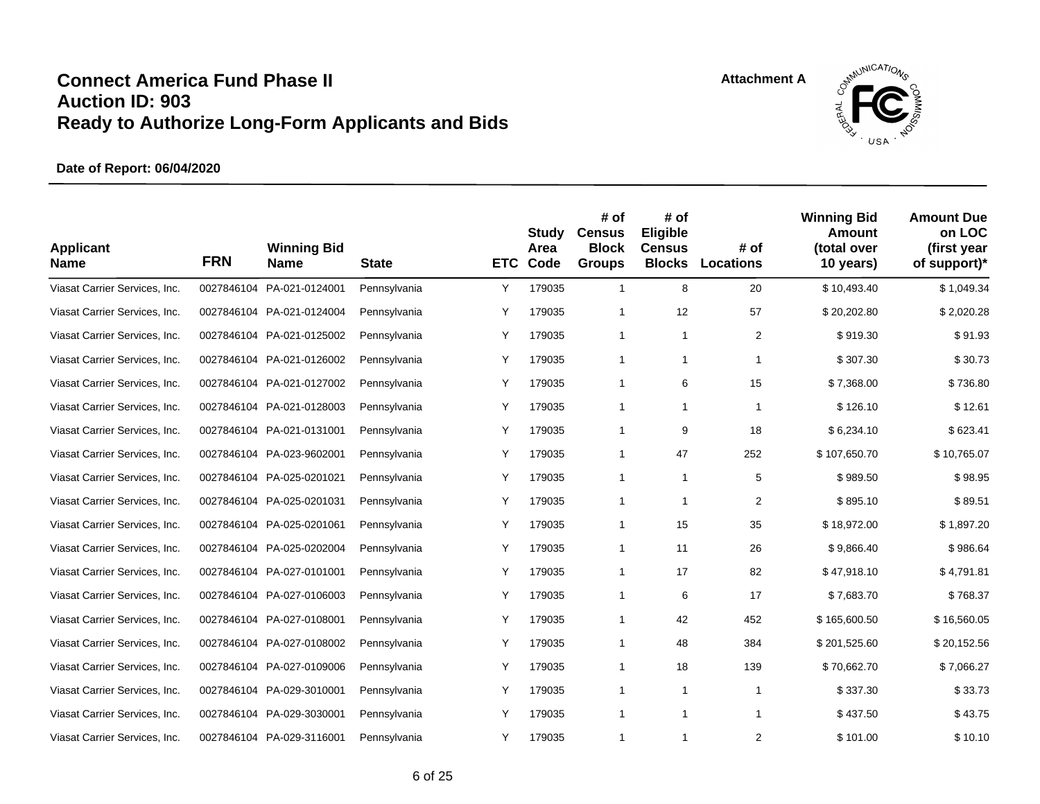# Connect America Fund Phase II
# Auction ID: 903
# Ready to Authorize Long-Form Applicants and Bids

Attachment A

**Date of Report: 06/04/2020**

| Applicant Name | FRN | Winning Bid Name | State | ETC | Study Area Code | # of Census Block Groups | # of Eligible Census Blocks | # of Locations | Winning Bid Amount (total over 10 years) | Amount Due on LOC (first year of support)* |
|---|---|---|---|---|---|---|---|---|---|---|
| Viasat Carrier Services, Inc. | 0027846104 | PA-021-0124001 | Pennsylvania | Y | 179035 | 1 | 8 | 20 | $ 10,493.40 | $ 1,049.34 |
| Viasat Carrier Services, Inc. | 0027846104 | PA-021-0124004 | Pennsylvania | Y | 179035 | 1 | 12 | 57 | $ 20,202.80 | $ 2,020.28 |
| Viasat Carrier Services, Inc. | 0027846104 | PA-021-0125002 | Pennsylvania | Y | 179035 | 1 | 1 | 2 | $ 919.30 | $ 91.93 |
| Viasat Carrier Services, Inc. | 0027846104 | PA-021-0126002 | Pennsylvania | Y | 179035 | 1 | 1 | 1 | $ 307.30 | $ 30.73 |
| Viasat Carrier Services, Inc. | 0027846104 | PA-021-0127002 | Pennsylvania | Y | 179035 | 1 | 6 | 15 | $ 7,368.00 | $ 736.80 |
| Viasat Carrier Services, Inc. | 0027846104 | PA-021-0128003 | Pennsylvania | Y | 179035 | 1 | 1 | 1 | $ 126.10 | $ 12.61 |
| Viasat Carrier Services, Inc. | 0027846104 | PA-021-0131001 | Pennsylvania | Y | 179035 | 1 | 9 | 18 | $ 6,234.10 | $ 623.41 |
| Viasat Carrier Services, Inc. | 0027846104 | PA-023-9602001 | Pennsylvania | Y | 179035 | 1 | 47 | 252 | $ 107,650.70 | $ 10,765.07 |
| Viasat Carrier Services, Inc. | 0027846104 | PA-025-0201021 | Pennsylvania | Y | 179035 | 1 | 1 | 5 | $ 989.50 | $ 98.95 |
| Viasat Carrier Services, Inc. | 0027846104 | PA-025-0201031 | Pennsylvania | Y | 179035 | 1 | 1 | 2 | $ 895.10 | $ 89.51 |
| Viasat Carrier Services, Inc. | 0027846104 | PA-025-0201061 | Pennsylvania | Y | 179035 | 1 | 15 | 35 | $ 18,972.00 | $ 1,897.20 |
| Viasat Carrier Services, Inc. | 0027846104 | PA-025-0202004 | Pennsylvania | Y | 179035 | 1 | 11 | 26 | $ 9,866.40 | $ 986.64 |
| Viasat Carrier Services, Inc. | 0027846104 | PA-027-0101001 | Pennsylvania | Y | 179035 | 1 | 17 | 82 | $ 47,918.10 | $ 4,791.81 |
| Viasat Carrier Services, Inc. | 0027846104 | PA-027-0106003 | Pennsylvania | Y | 179035 | 1 | 6 | 17 | $ 7,683.70 | $ 768.37 |
| Viasat Carrier Services, Inc. | 0027846104 | PA-027-0108001 | Pennsylvania | Y | 179035 | 1 | 42 | 452 | $ 165,600.50 | $ 16,560.05 |
| Viasat Carrier Services, Inc. | 0027846104 | PA-027-0108002 | Pennsylvania | Y | 179035 | 1 | 48 | 384 | $ 201,525.60 | $ 20,152.56 |
| Viasat Carrier Services, Inc. | 0027846104 | PA-027-0109006 | Pennsylvania | Y | 179035 | 1 | 18 | 139 | $ 70,662.70 | $ 7,066.27 |
| Viasat Carrier Services, Inc. | 0027846104 | PA-029-3010001 | Pennsylvania | Y | 179035 | 1 | 1 | 1 | $ 337.30 | $ 33.73 |
| Viasat Carrier Services, Inc. | 0027846104 | PA-029-3030001 | Pennsylvania | Y | 179035 | 1 | 1 | 1 | $ 437.50 | $ 43.75 |
| Viasat Carrier Services, Inc. | 0027846104 | PA-029-3116001 | Pennsylvania | Y | 179035 | 1 | 1 | 2 | $ 101.00 | $ 10.10 |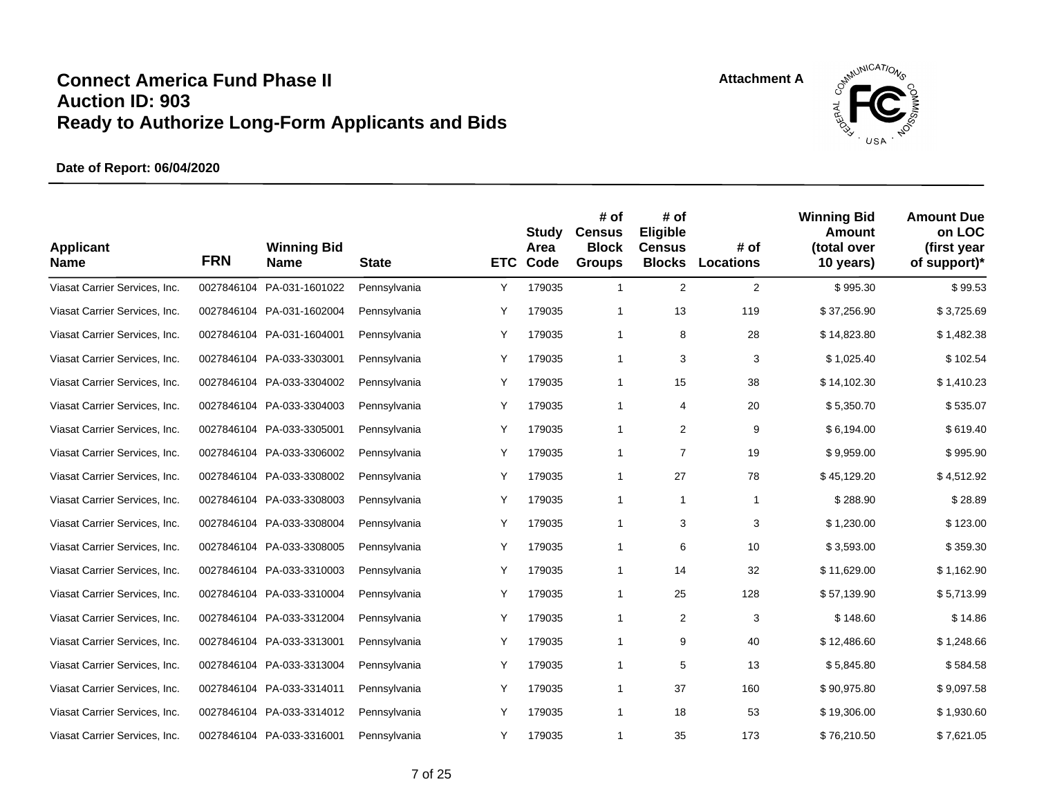# Connect America Fund Phase II
# Auction ID: 903
# Ready to Authorize Long-Form Applicants and Bids

Attachment A

**Date of Report: 06/04/2020**

| Applicant Name | FRN | Winning Bid Name | State | ETC | Study Area Code | # of Census Block Groups | # of Eligible Census Blocks | # of Locations | Winning Bid Amount (total over 10 years) | Amount Due on LOC (first year of support)* |
|---|---|---|---|---|---|---|---|---|---|---|
| Viasat Carrier Services, Inc. | 0027846104 | PA-031-1601022 | Pennsylvania | Y | 179035 | 1 | 2 | 2 | $ 995.30 | $ 99.53 |
| Viasat Carrier Services, Inc. | 0027846104 | PA-031-1602004 | Pennsylvania | Y | 179035 | 1 | 13 | 119 | $ 37,256.90 | $ 3,725.69 |
| Viasat Carrier Services, Inc. | 0027846104 | PA-031-1604001 | Pennsylvania | Y | 179035 | 1 | 8 | 28 | $ 14,823.80 | $ 1,482.38 |
| Viasat Carrier Services, Inc. | 0027846104 | PA-033-3303001 | Pennsylvania | Y | 179035 | 1 | 3 | 3 | $ 1,025.40 | $ 102.54 |
| Viasat Carrier Services, Inc. | 0027846104 | PA-033-3304002 | Pennsylvania | Y | 179035 | 1 | 15 | 38 | $ 14,102.30 | $ 1,410.23 |
| Viasat Carrier Services, Inc. | 0027846104 | PA-033-3304003 | Pennsylvania | Y | 179035 | 1 | 4 | 20 | $ 5,350.70 | $ 535.07 |
| Viasat Carrier Services, Inc. | 0027846104 | PA-033-3305001 | Pennsylvania | Y | 179035 | 1 | 2 | 9 | $ 6,194.00 | $ 619.40 |
| Viasat Carrier Services, Inc. | 0027846104 | PA-033-3306002 | Pennsylvania | Y | 179035 | 1 | 7 | 19 | $ 9,959.00 | $ 995.90 |
| Viasat Carrier Services, Inc. | 0027846104 | PA-033-3308002 | Pennsylvania | Y | 179035 | 1 | 27 | 78 | $ 45,129.20 | $ 4,512.92 |
| Viasat Carrier Services, Inc. | 0027846104 | PA-033-3308003 | Pennsylvania | Y | 179035 | 1 | 1 | 1 | $ 288.90 | $ 28.89 |
| Viasat Carrier Services, Inc. | 0027846104 | PA-033-3308004 | Pennsylvania | Y | 179035 | 1 | 3 | 3 | $ 1,230.00 | $ 123.00 |
| Viasat Carrier Services, Inc. | 0027846104 | PA-033-3308005 | Pennsylvania | Y | 179035 | 1 | 6 | 10 | $ 3,593.00 | $ 359.30 |
| Viasat Carrier Services, Inc. | 0027846104 | PA-033-3310003 | Pennsylvania | Y | 179035 | 1 | 14 | 32 | $ 11,629.00 | $ 1,162.90 |
| Viasat Carrier Services, Inc. | 0027846104 | PA-033-3310004 | Pennsylvania | Y | 179035 | 1 | 25 | 128 | $ 57,139.90 | $ 5,713.99 |
| Viasat Carrier Services, Inc. | 0027846104 | PA-033-3312004 | Pennsylvania | Y | 179035 | 1 | 2 | 3 | $ 148.60 | $ 14.86 |
| Viasat Carrier Services, Inc. | 0027846104 | PA-033-3313001 | Pennsylvania | Y | 179035 | 1 | 9 | 40 | $ 12,486.60 | $ 1,248.66 |
| Viasat Carrier Services, Inc. | 0027846104 | PA-033-3313004 | Pennsylvania | Y | 179035 | 1 | 5 | 13 | $ 5,845.80 | $ 584.58 |
| Viasat Carrier Services, Inc. | 0027846104 | PA-033-3314011 | Pennsylvania | Y | 179035 | 1 | 37 | 160 | $ 90,975.80 | $ 9,097.58 |
| Viasat Carrier Services, Inc. | 0027846104 | PA-033-3314012 | Pennsylvania | Y | 179035 | 1 | 18 | 53 | $ 19,306.00 | $ 1,930.60 |
| Viasat Carrier Services, Inc. | 0027846104 | PA-033-3316001 | Pennsylvania | Y | 179035 | 1 | 35 | 173 | $ 76,210.50 | $ 7,621.05 |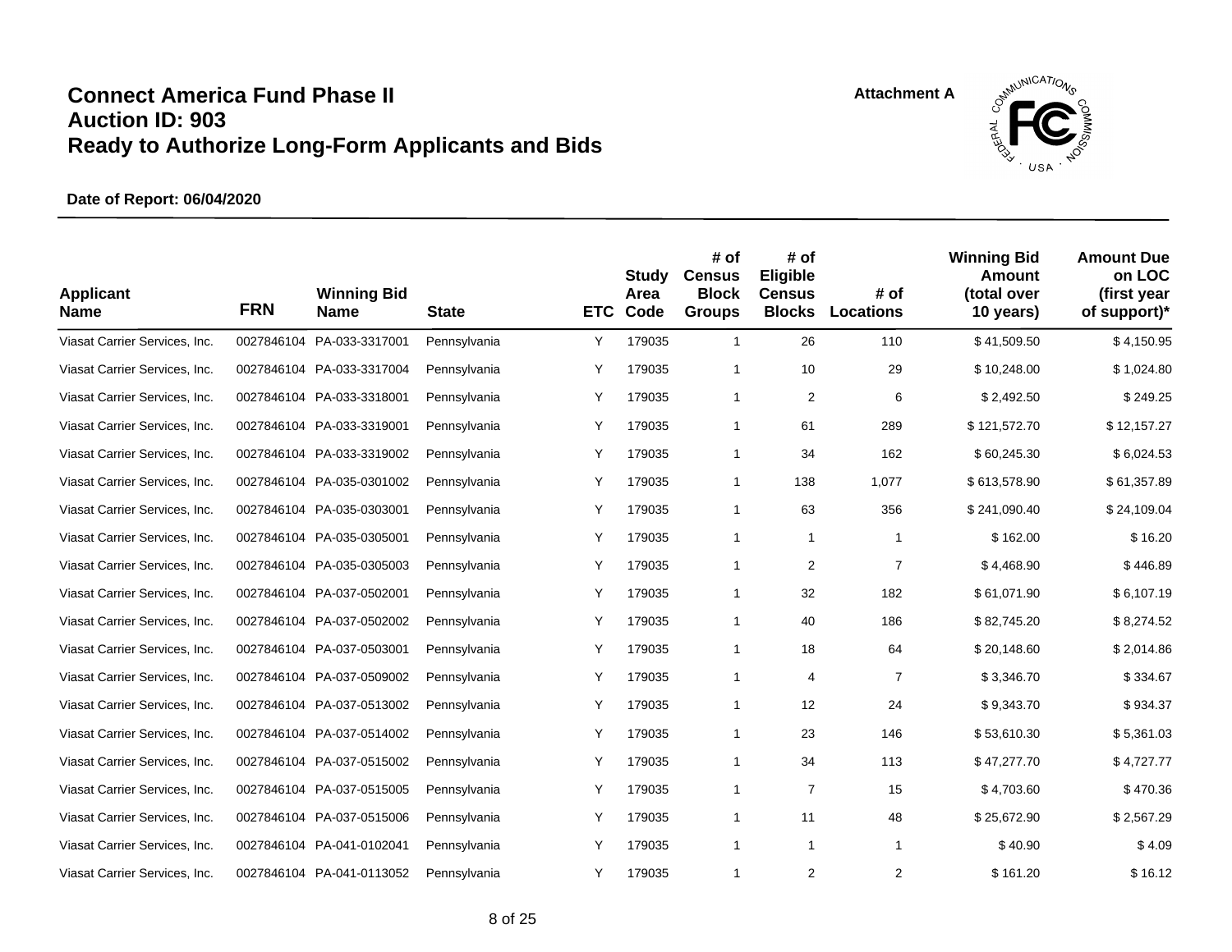# Connect America Fund Phase II
# Auction ID: 903
# Ready to Authorize Long-Form Applicants and Bids

Attachment A

**Date of Report: 06/04/2020**

| Applicant Name | FRN | Winning Bid Name | State | ETC | Study Area Code | # of Census Block Groups | # of Eligible Census Blocks | # of Locations | Winning Bid Amount (total over 10 years) | Amount Due on LOC (first year of support)* |
|---|---|---|---|---|---|---|---|---|---|---|
| Viasat Carrier Services, Inc. | 0027846104 | PA-033-3317001 | Pennsylvania | Y | 179035 | 1 | 26 | 110 | $ 41,509.50 | $ 4,150.95 |
| Viasat Carrier Services, Inc. | 0027846104 | PA-033-3317004 | Pennsylvania | Y | 179035 | 1 | 10 | 29 | $ 10,248.00 | $ 1,024.80 |
| Viasat Carrier Services, Inc. | 0027846104 | PA-033-3318001 | Pennsylvania | Y | 179035 | 1 | 2 | 6 | $ 2,492.50 | $ 249.25 |
| Viasat Carrier Services, Inc. | 0027846104 | PA-033-3319001 | Pennsylvania | Y | 179035 | 1 | 61 | 289 | $ 121,572.70 | $ 12,157.27 |
| Viasat Carrier Services, Inc. | 0027846104 | PA-033-3319002 | Pennsylvania | Y | 179035 | 1 | 34 | 162 | $ 60,245.30 | $ 6,024.53 |
| Viasat Carrier Services, Inc. | 0027846104 | PA-035-0301002 | Pennsylvania | Y | 179035 | 1 | 138 | 1,077 | $ 613,578.90 | $ 61,357.89 |
| Viasat Carrier Services, Inc. | 0027846104 | PA-035-0303001 | Pennsylvania | Y | 179035 | 1 | 63 | 356 | $ 241,090.40 | $ 24,109.04 |
| Viasat Carrier Services, Inc. | 0027846104 | PA-035-0305001 | Pennsylvania | Y | 179035 | 1 | 1 | 1 | $ 162.00 | $ 16.20 |
| Viasat Carrier Services, Inc. | 0027846104 | PA-035-0305003 | Pennsylvania | Y | 179035 | 1 | 2 | 7 | $ 4,468.90 | $ 446.89 |
| Viasat Carrier Services, Inc. | 0027846104 | PA-037-0502001 | Pennsylvania | Y | 179035 | 1 | 32 | 182 | $ 61,071.90 | $ 6,107.19 |
| Viasat Carrier Services, Inc. | 0027846104 | PA-037-0502002 | Pennsylvania | Y | 179035 | 1 | 40 | 186 | $ 82,745.20 | $ 8,274.52 |
| Viasat Carrier Services, Inc. | 0027846104 | PA-037-0503001 | Pennsylvania | Y | 179035 | 1 | 18 | 64 | $ 20,148.60 | $ 2,014.86 |
| Viasat Carrier Services, Inc. | 0027846104 | PA-037-0509002 | Pennsylvania | Y | 179035 | 1 | 4 | 7 | $ 3,346.70 | $ 334.67 |
| Viasat Carrier Services, Inc. | 0027846104 | PA-037-0513002 | Pennsylvania | Y | 179035 | 1 | 12 | 24 | $ 9,343.70 | $ 934.37 |
| Viasat Carrier Services, Inc. | 0027846104 | PA-037-0514002 | Pennsylvania | Y | 179035 | 1 | 23 | 146 | $ 53,610.30 | $ 5,361.03 |
| Viasat Carrier Services, Inc. | 0027846104 | PA-037-0515002 | Pennsylvania | Y | 179035 | 1 | 34 | 113 | $ 47,277.70 | $ 4,727.77 |
| Viasat Carrier Services, Inc. | 0027846104 | PA-037-0515005 | Pennsylvania | Y | 179035 | 1 | 7 | 15 | $ 4,703.60 | $ 470.36 |
| Viasat Carrier Services, Inc. | 0027846104 | PA-037-0515006 | Pennsylvania | Y | 179035 | 1 | 11 | 48 | $ 25,672.90 | $ 2,567.29 |
| Viasat Carrier Services, Inc. | 0027846104 | PA-041-0102041 | Pennsylvania | Y | 179035 | 1 | 1 | 1 | $ 40.90 | $ 4.09 |
| Viasat Carrier Services, Inc. | 0027846104 | PA-041-0113052 | Pennsylvania | Y | 179035 | 1 | 2 | 2 | $ 161.20 | $ 16.12 |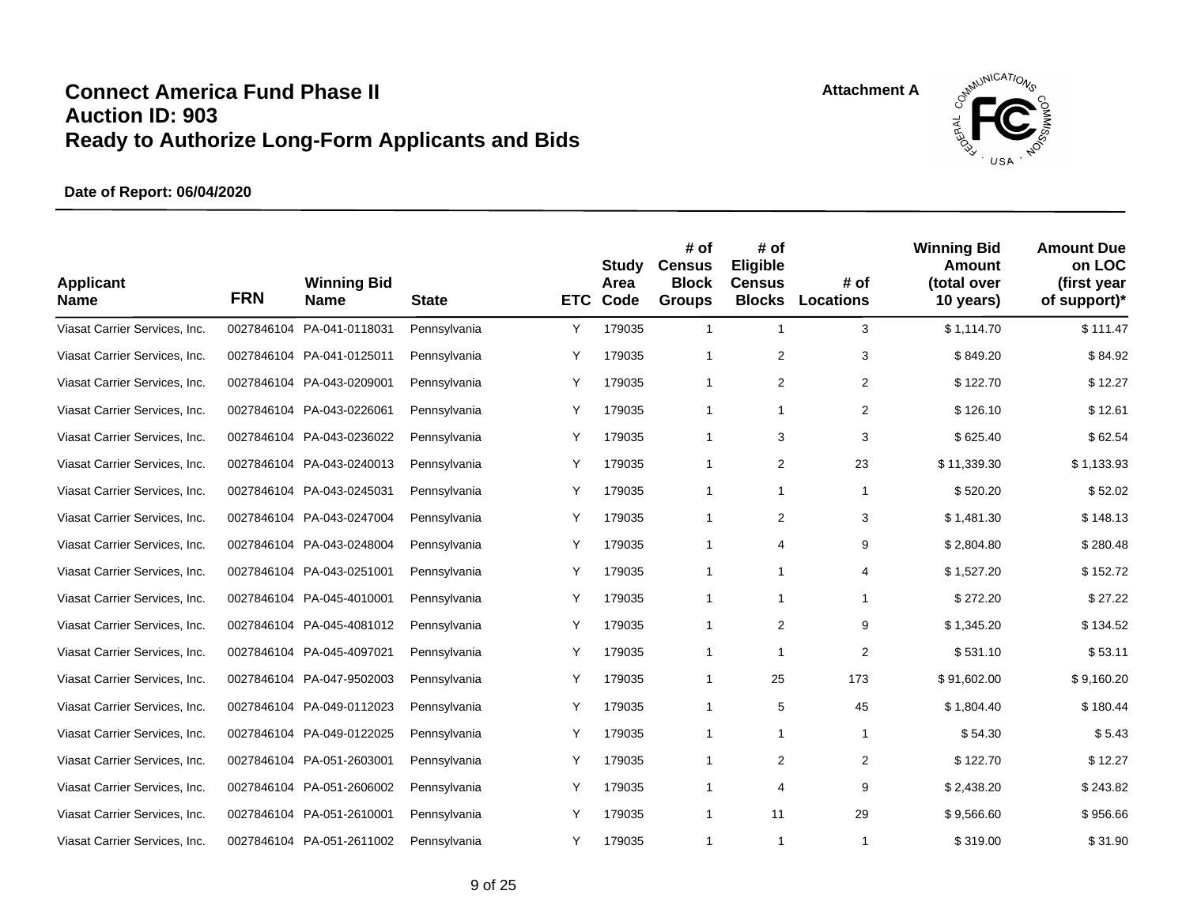# Connect America Fund Phase II
# Auction ID: 903
# Ready to Authorize Long-Form Applicants and Bids

Attachment A

**Date of Report: 06/04/2020**

| Applicant Name | FRN | Winning Bid Name | State | ETC | Study Area Code | # of Census Block Groups | # of Eligible Census Blocks | # of Locations | Winning Bid Amount (total over 10 years) | Amount Due on LOC (first year of support)* |
|---|---|---|---|---|---|---|---|---|---|---|
| Viasat Carrier Services, Inc. | 0027846104 | PA-041-0118031 | Pennsylvania | Y | 179035 | 1 | 1 | 3 | $ 1,114.70 | $ 111.47 |
| Viasat Carrier Services, Inc. | 0027846104 | PA-041-0125011 | Pennsylvania | Y | 179035 | 1 | 2 | 3 | $ 849.20 | $ 84.92 |
| Viasat Carrier Services, Inc. | 0027846104 | PA-043-0209001 | Pennsylvania | Y | 179035 | 1 | 2 | 2 | $ 122.70 | $ 12.27 |
| Viasat Carrier Services, Inc. | 0027846104 | PA-043-0226061 | Pennsylvania | Y | 179035 | 1 | 1 | 2 | $ 126.10 | $ 12.61 |
| Viasat Carrier Services, Inc. | 0027846104 | PA-043-0236022 | Pennsylvania | Y | 179035 | 1 | 3 | 3 | $ 625.40 | $ 62.54 |
| Viasat Carrier Services, Inc. | 0027846104 | PA-043-0240013 | Pennsylvania | Y | 179035 | 1 | 2 | 23 | $ 11,339.30 | $ 1,133.93 |
| Viasat Carrier Services, Inc. | 0027846104 | PA-043-0245031 | Pennsylvania | Y | 179035 | 1 | 1 | 1 | $ 520.20 | $ 52.02 |
| Viasat Carrier Services, Inc. | 0027846104 | PA-043-0247004 | Pennsylvania | Y | 179035 | 1 | 2 | 3 | $ 1,481.30 | $ 148.13 |
| Viasat Carrier Services, Inc. | 0027846104 | PA-043-0248004 | Pennsylvania | Y | 179035 | 1 | 4 | 9 | $ 2,804.80 | $ 280.48 |
| Viasat Carrier Services, Inc. | 0027846104 | PA-043-0251001 | Pennsylvania | Y | 179035 | 1 | 1 | 4 | $ 1,527.20 | $ 152.72 |
| Viasat Carrier Services, Inc. | 0027846104 | PA-045-4010001 | Pennsylvania | Y | 179035 | 1 | 1 | 1 | $ 272.20 | $ 27.22 |
| Viasat Carrier Services, Inc. | 0027846104 | PA-045-4081012 | Pennsylvania | Y | 179035 | 1 | 2 | 9 | $ 1,345.20 | $ 134.52 |
| Viasat Carrier Services, Inc. | 0027846104 | PA-045-4097021 | Pennsylvania | Y | 179035 | 1 | 1 | 2 | $ 531.10 | $ 53.11 |
| Viasat Carrier Services, Inc. | 0027846104 | PA-047-9502003 | Pennsylvania | Y | 179035 | 1 | 25 | 173 | $ 91,602.00 | $ 9,160.20 |
| Viasat Carrier Services, Inc. | 0027846104 | PA-049-0112023 | Pennsylvania | Y | 179035 | 1 | 5 | 45 | $ 1,804.40 | $ 180.44 |
| Viasat Carrier Services, Inc. | 0027846104 | PA-049-0122025 | Pennsylvania | Y | 179035 | 1 | 1 | 1 | $ 54.30 | $ 5.43 |
| Viasat Carrier Services, Inc. | 0027846104 | PA-051-2603001 | Pennsylvania | Y | 179035 | 1 | 2 | 2 | $ 122.70 | $ 12.27 |
| Viasat Carrier Services, Inc. | 0027846104 | PA-051-2606002 | Pennsylvania | Y | 179035 | 1 | 4 | 9 | $ 2,438.20 | $ 243.82 |
| Viasat Carrier Services, Inc. | 0027846104 | PA-051-2610001 | Pennsylvania | Y | 179035 | 1 | 11 | 29 | $ 9,566.60 | $ 956.66 |
| Viasat Carrier Services, Inc. | 0027846104 | PA-051-2611002 | Pennsylvania | Y | 179035 | 1 | 1 | 1 | $ 319.00 | $ 31.90 |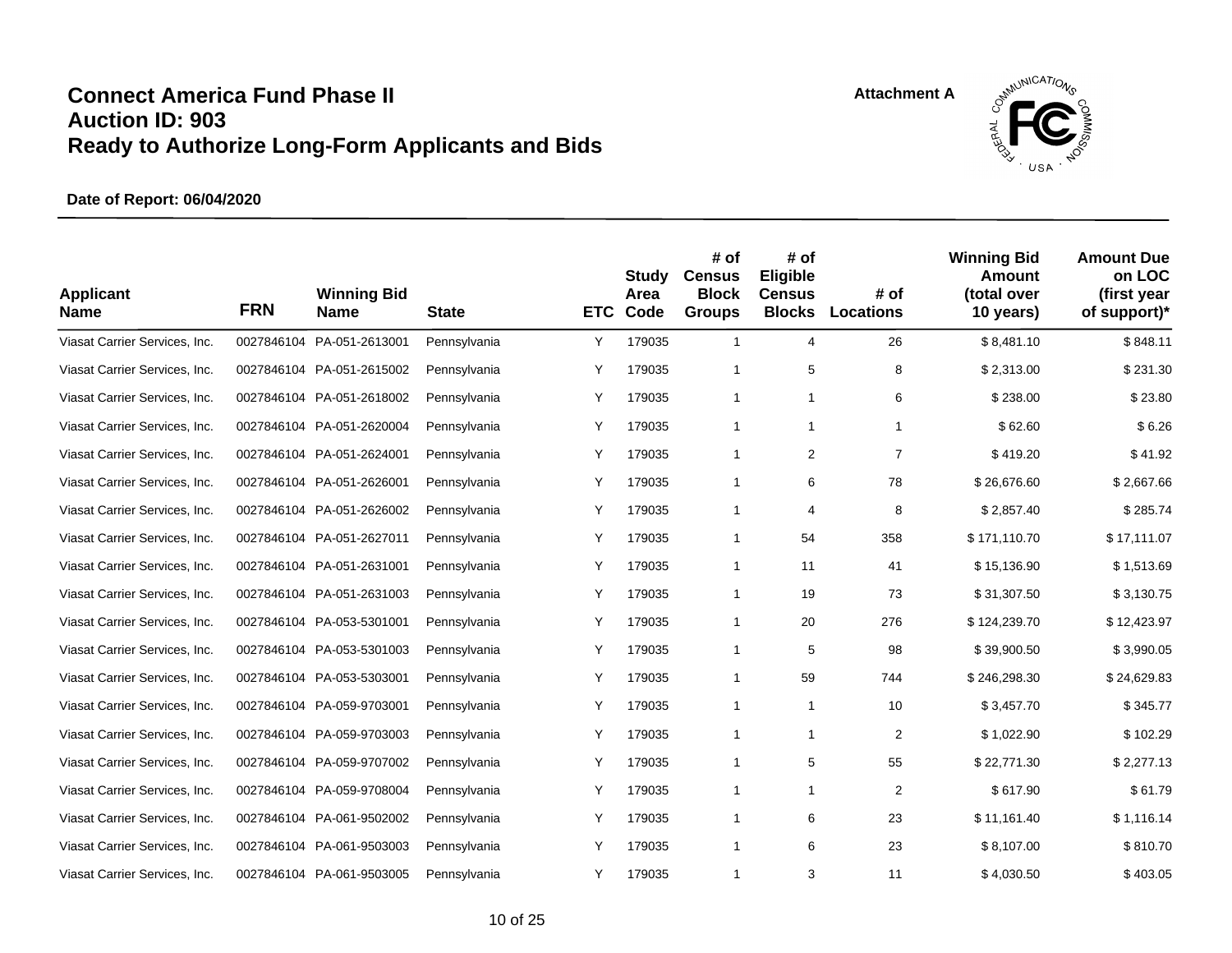# Connect America Fund Phase II
# Auction ID: 903
# Ready to Authorize Long-Form Applicants and Bids

Attachment A

**Date of Report: 06/04/2020**

| Applicant Name | FRN | Winning Bid Name | State | ETC | Study Area Code | # of Census Block Groups | # of Eligible Census Blocks | # of Locations | Winning Bid Amount (total over 10 years) | Amount Due on LOC (first year of support)* |
|---|---|---|---|---|---|---|---|---|---|---|
| Viasat Carrier Services, Inc. | 0027846104 | PA-051-2613001 | Pennsylvania | Y | 179035 | 1 | 4 | 26 | $ 8,481.10 | $ 848.11 |
| Viasat Carrier Services, Inc. | 0027846104 | PA-051-2615002 | Pennsylvania | Y | 179035 | 1 | 5 | 8 | $ 2,313.00 | $ 231.30 |
| Viasat Carrier Services, Inc. | 0027846104 | PA-051-2618002 | Pennsylvania | Y | 179035 | 1 | 1 | 6 | $ 238.00 | $ 23.80 |
| Viasat Carrier Services, Inc. | 0027846104 | PA-051-2620004 | Pennsylvania | Y | 179035 | 1 | 1 | 1 | $ 62.60 | $ 6.26 |
| Viasat Carrier Services, Inc. | 0027846104 | PA-051-2624001 | Pennsylvania | Y | 179035 | 1 | 2 | 7 | $ 419.20 | $ 41.92 |
| Viasat Carrier Services, Inc. | 0027846104 | PA-051-2626001 | Pennsylvania | Y | 179035 | 1 | 6 | 78 | $ 26,676.60 | $ 2,667.66 |
| Viasat Carrier Services, Inc. | 0027846104 | PA-051-2626002 | Pennsylvania | Y | 179035 | 1 | 4 | 8 | $ 2,857.40 | $ 285.74 |
| Viasat Carrier Services, Inc. | 0027846104 | PA-051-2627011 | Pennsylvania | Y | 179035 | 1 | 54 | 358 | $ 171,110.70 | $ 17,111.07 |
| Viasat Carrier Services, Inc. | 0027846104 | PA-051-2631001 | Pennsylvania | Y | 179035 | 1 | 11 | 41 | $ 15,136.90 | $ 1,513.69 |
| Viasat Carrier Services, Inc. | 0027846104 | PA-051-2631003 | Pennsylvania | Y | 179035 | 1 | 19 | 73 | $ 31,307.50 | $ 3,130.75 |
| Viasat Carrier Services, Inc. | 0027846104 | PA-053-5301001 | Pennsylvania | Y | 179035 | 1 | 20 | 276 | $ 124,239.70 | $ 12,423.97 |
| Viasat Carrier Services, Inc. | 0027846104 | PA-053-5301003 | Pennsylvania | Y | 179035 | 1 | 5 | 98 | $ 39,900.50 | $ 3,990.05 |
| Viasat Carrier Services, Inc. | 0027846104 | PA-053-5303001 | Pennsylvania | Y | 179035 | 1 | 59 | 744 | $ 246,298.30 | $ 24,629.83 |
| Viasat Carrier Services, Inc. | 0027846104 | PA-059-9703001 | Pennsylvania | Y | 179035 | 1 | 1 | 10 | $ 3,457.70 | $ 345.77 |
| Viasat Carrier Services, Inc. | 0027846104 | PA-059-9703003 | Pennsylvania | Y | 179035 | 1 | 1 | 2 | $ 1,022.90 | $ 102.29 |
| Viasat Carrier Services, Inc. | 0027846104 | PA-059-9707002 | Pennsylvania | Y | 179035 | 1 | 5 | 55 | $ 22,771.30 | $ 2,277.13 |
| Viasat Carrier Services, Inc. | 0027846104 | PA-059-9708004 | Pennsylvania | Y | 179035 | 1 | 1 | 2 | $ 617.90 | $ 61.79 |
| Viasat Carrier Services, Inc. | 0027846104 | PA-061-9502002 | Pennsylvania | Y | 179035 | 1 | 6 | 23 | $ 11,161.40 | $ 1,116.14 |
| Viasat Carrier Services, Inc. | 0027846104 | PA-061-9503003 | Pennsylvania | Y | 179035 | 1 | 6 | 23 | $ 8,107.00 | $ 810.70 |
| Viasat Carrier Services, Inc. | 0027846104 | PA-061-9503005 | Pennsylvania | Y | 179035 | 1 | 3 | 11 | $ 4,030.50 | $ 403.05 |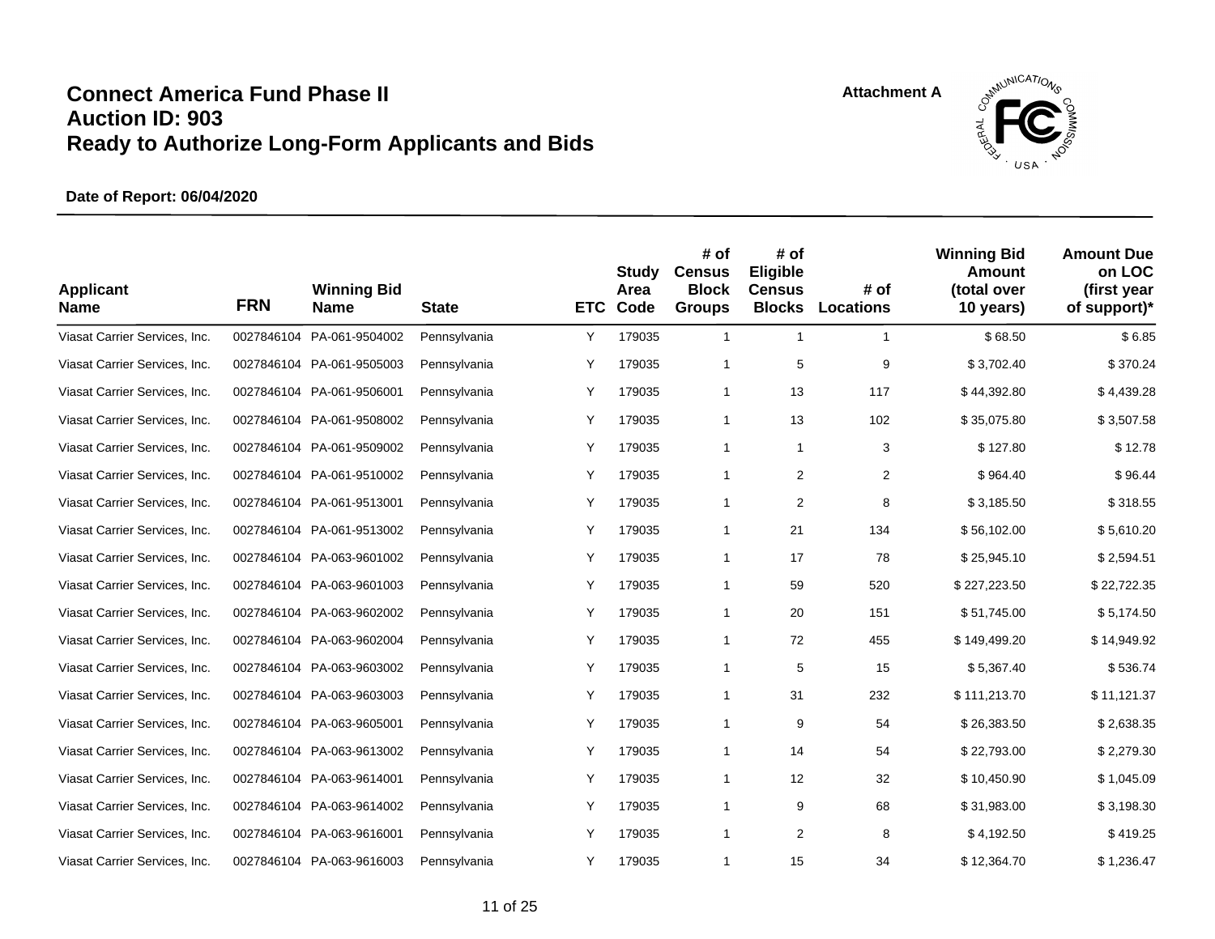# Connect America Fund Phase II
# Auction ID: 903
# Ready to Authorize Long-Form Applicants and Bids

Attachment A

**Date of Report: 06/04/2020**

| Applicant Name | FRN | Winning Bid Name | State | ETC | Study Area Code | # of Census Block Groups | # of Eligible Census Blocks | # of Locations | Winning Bid Amount (total over 10 years) | Amount Due on LOC (first year of support)* |
|---|---|---|---|---|---|---|---|---|---|---|
| Viasat Carrier Services, Inc. | 0027846104 | PA-061-9504002 | Pennsylvania | Y | 179035 | 1 | 1 | 1 | $ 68.50 | $ 6.85 |
| Viasat Carrier Services, Inc. | 0027846104 | PA-061-9505003 | Pennsylvania | Y | 179035 | 1 | 5 | 9 | $ 3,702.40 | $ 370.24 |
| Viasat Carrier Services, Inc. | 0027846104 | PA-061-9506001 | Pennsylvania | Y | 179035 | 1 | 13 | 117 | $ 44,392.80 | $ 4,439.28 |
| Viasat Carrier Services, Inc. | 0027846104 | PA-061-9508002 | Pennsylvania | Y | 179035 | 1 | 13 | 102 | $ 35,075.80 | $ 3,507.58 |
| Viasat Carrier Services, Inc. | 0027846104 | PA-061-9509002 | Pennsylvania | Y | 179035 | 1 | 1 | 3 | $ 127.80 | $ 12.78 |
| Viasat Carrier Services, Inc. | 0027846104 | PA-061-9510002 | Pennsylvania | Y | 179035 | 1 | 2 | 2 | $ 964.40 | $ 96.44 |
| Viasat Carrier Services, Inc. | 0027846104 | PA-061-9513001 | Pennsylvania | Y | 179035 | 1 | 2 | 8 | $ 3,185.50 | $ 318.55 |
| Viasat Carrier Services, Inc. | 0027846104 | PA-061-9513002 | Pennsylvania | Y | 179035 | 1 | 21 | 134 | $ 56,102.00 | $ 5,610.20 |
| Viasat Carrier Services, Inc. | 0027846104 | PA-063-9601002 | Pennsylvania | Y | 179035 | 1 | 17 | 78 | $ 25,945.10 | $ 2,594.51 |
| Viasat Carrier Services, Inc. | 0027846104 | PA-063-9601003 | Pennsylvania | Y | 179035 | 1 | 59 | 520 | $ 227,223.50 | $ 22,722.35 |
| Viasat Carrier Services, Inc. | 0027846104 | PA-063-9602002 | Pennsylvania | Y | 179035 | 1 | 20 | 151 | $ 51,745.00 | $ 5,174.50 |
| Viasat Carrier Services, Inc. | 0027846104 | PA-063-9602004 | Pennsylvania | Y | 179035 | 1 | 72 | 455 | $ 149,499.20 | $ 14,949.92 |
| Viasat Carrier Services, Inc. | 0027846104 | PA-063-9603002 | Pennsylvania | Y | 179035 | 1 | 5 | 15 | $ 5,367.40 | $ 536.74 |
| Viasat Carrier Services, Inc. | 0027846104 | PA-063-9603003 | Pennsylvania | Y | 179035 | 1 | 31 | 232 | $ 111,213.70 | $ 11,121.37 |
| Viasat Carrier Services, Inc. | 0027846104 | PA-063-9605001 | Pennsylvania | Y | 179035 | 1 | 9 | 54 | $ 26,383.50 | $ 2,638.35 |
| Viasat Carrier Services, Inc. | 0027846104 | PA-063-9613002 | Pennsylvania | Y | 179035 | 1 | 14 | 54 | $ 22,793.00 | $ 2,279.30 |
| Viasat Carrier Services, Inc. | 0027846104 | PA-063-9614001 | Pennsylvania | Y | 179035 | 1 | 12 | 32 | $ 10,450.90 | $ 1,045.09 |
| Viasat Carrier Services, Inc. | 0027846104 | PA-063-9614002 | Pennsylvania | Y | 179035 | 1 | 9 | 68 | $ 31,983.00 | $ 3,198.30 |
| Viasat Carrier Services, Inc. | 0027846104 | PA-063-9616001 | Pennsylvania | Y | 179035 | 1 | 2 | 8 | $ 4,192.50 | $ 419.25 |
| Viasat Carrier Services, Inc. | 0027846104 | PA-063-9616003 | Pennsylvania | Y | 179035 | 1 | 15 | 34 | $ 12,364.70 | $ 1,236.47 |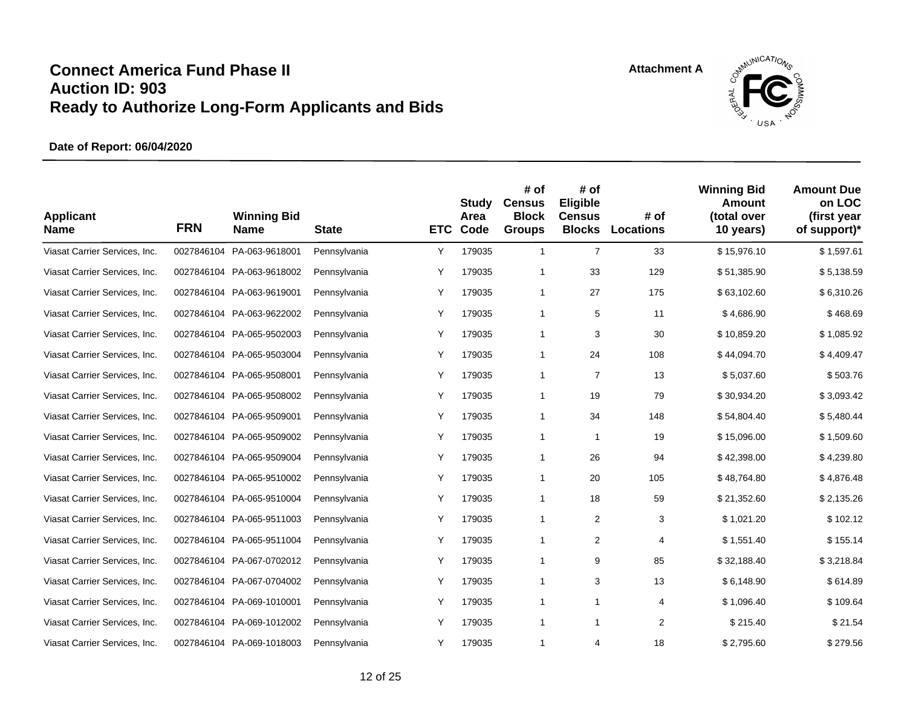# Connect America Fund Phase II
# Auction ID: 903
# Ready to Authorize Long-Form Applicants and Bids

Attachment A

**Date of Report: 06/04/2020**

| Applicant Name | FRN | Winning Bid Name | State | ETC | Study Area Code | # of Census Block Groups | # of Eligible Census Blocks | # of Locations | Winning Bid Amount (total over 10 years) | Amount Due on LOC (first year of support)* |
|---|---|---|---|---|---|---|---|---|---|---|
| Viasat Carrier Services, Inc. | 0027846104 | PA-063-9618001 | Pennsylvania | Y | 179035 | 1 | 7 | 33 | $ 15,976.10 | $ 1,597.61 |
| Viasat Carrier Services, Inc. | 0027846104 | PA-063-9618002 | Pennsylvania | Y | 179035 | 1 | 33 | 129 | $ 51,385.90 | $ 5,138.59 |
| Viasat Carrier Services, Inc. | 0027846104 | PA-063-9619001 | Pennsylvania | Y | 179035 | 1 | 27 | 175 | $ 63,102.60 | $ 6,310.26 |
| Viasat Carrier Services, Inc. | 0027846104 | PA-063-9622002 | Pennsylvania | Y | 179035 | 1 | 5 | 11 | $ 4,686.90 | $ 468.69 |
| Viasat Carrier Services, Inc. | 0027846104 | PA-065-9502003 | Pennsylvania | Y | 179035 | 1 | 3 | 30 | $ 10,859.20 | $ 1,085.92 |
| Viasat Carrier Services, Inc. | 0027846104 | PA-065-9503004 | Pennsylvania | Y | 179035 | 1 | 24 | 108 | $ 44,094.70 | $ 4,409.47 |
| Viasat Carrier Services, Inc. | 0027846104 | PA-065-9508001 | Pennsylvania | Y | 179035 | 1 | 7 | 13 | $ 5,037.60 | $ 503.76 |
| Viasat Carrier Services, Inc. | 0027846104 | PA-065-9508002 | Pennsylvania | Y | 179035 | 1 | 19 | 79 | $ 30,934.20 | $ 3,093.42 |
| Viasat Carrier Services, Inc. | 0027846104 | PA-065-9509001 | Pennsylvania | Y | 179035 | 1 | 34 | 148 | $ 54,804.40 | $ 5,480.44 |
| Viasat Carrier Services, Inc. | 0027846104 | PA-065-9509002 | Pennsylvania | Y | 179035 | 1 | 1 | 19 | $ 15,096.00 | $ 1,509.60 |
| Viasat Carrier Services, Inc. | 0027846104 | PA-065-9509004 | Pennsylvania | Y | 179035 | 1 | 26 | 94 | $ 42,398.00 | $ 4,239.80 |
| Viasat Carrier Services, Inc. | 0027846104 | PA-065-9510002 | Pennsylvania | Y | 179035 | 1 | 20 | 105 | $ 48,764.80 | $ 4,876.48 |
| Viasat Carrier Services, Inc. | 0027846104 | PA-065-9510004 | Pennsylvania | Y | 179035 | 1 | 18 | 59 | $ 21,352.60 | $ 2,135.26 |
| Viasat Carrier Services, Inc. | 0027846104 | PA-065-9511003 | Pennsylvania | Y | 179035 | 1 | 2 | 3 | $ 1,021.20 | $ 102.12 |
| Viasat Carrier Services, Inc. | 0027846104 | PA-065-9511004 | Pennsylvania | Y | 179035 | 1 | 2 | 4 | $ 1,551.40 | $ 155.14 |
| Viasat Carrier Services, Inc. | 0027846104 | PA-067-0702012 | Pennsylvania | Y | 179035 | 1 | 9 | 85 | $ 32,188.40 | $ 3,218.84 |
| Viasat Carrier Services, Inc. | 0027846104 | PA-067-0704002 | Pennsylvania | Y | 179035 | 1 | 3 | 13 | $ 6,148.90 | $ 614.89 |
| Viasat Carrier Services, Inc. | 0027846104 | PA-069-1010001 | Pennsylvania | Y | 179035 | 1 | 1 | 4 | $ 1,096.40 | $ 109.64 |
| Viasat Carrier Services, Inc. | 0027846104 | PA-069-1012002 | Pennsylvania | Y | 179035 | 1 | 1 | 2 | $ 215.40 | $ 21.54 |
| Viasat Carrier Services, Inc. | 0027846104 | PA-069-1018003 | Pennsylvania | Y | 179035 | 1 | 4 | 18 | $ 2,795.60 | $ 279.56 |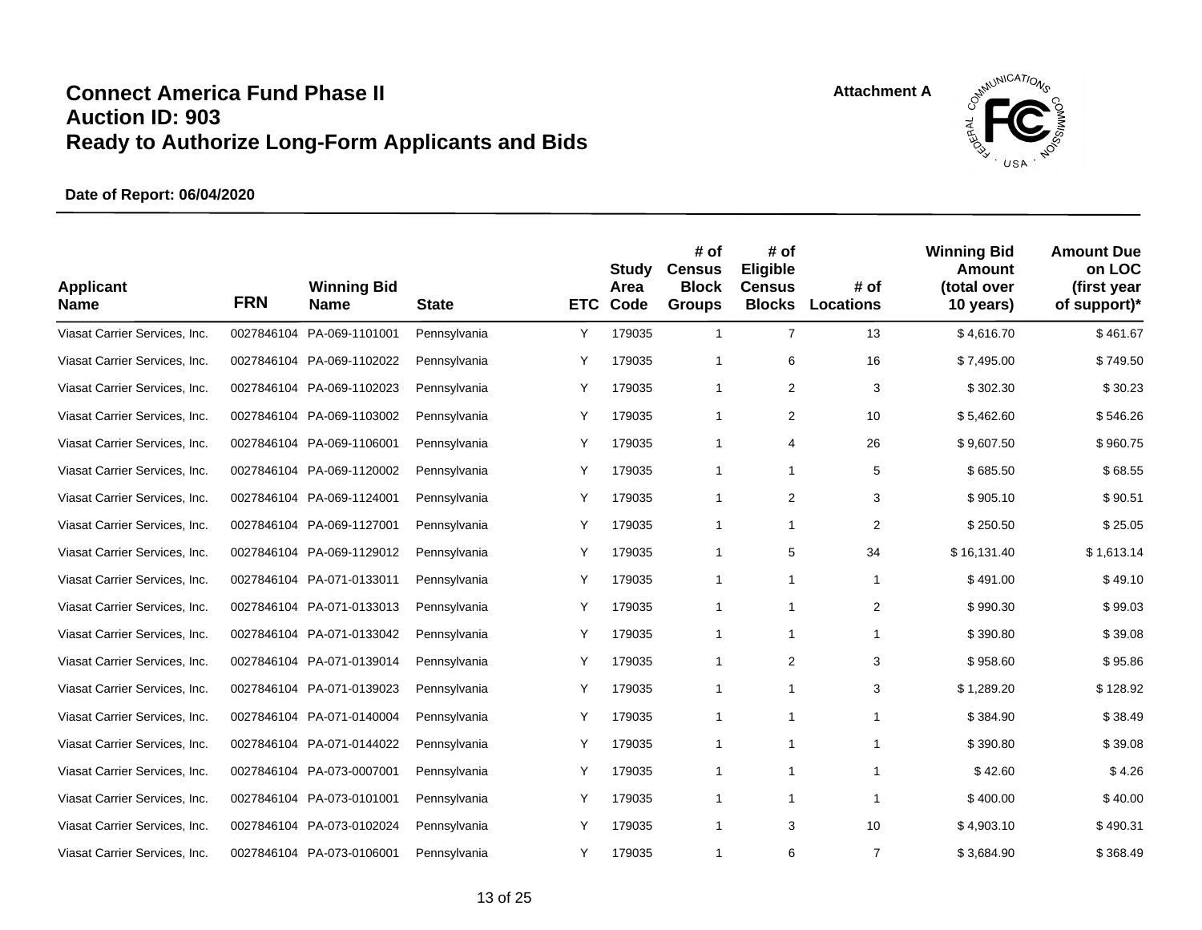# Connect America Fund Phase II
# Auction ID: 903
# Ready to Authorize Long-Form Applicants and Bids

Attachment A

**Date of Report: 06/04/2020**

| Applicant Name | FRN | Winning Bid Name | State | ETC | Study Area Code | # of Census Block Groups | # of Eligible Census Blocks | # of Locations | Winning Bid Amount (total over 10 years) | Amount Due on LOC (first year of support)* |
|---|---|---|---|---|---|---|---|---|---|---|
| Viasat Carrier Services, Inc. | 0027846104 | PA-069-1101001 | Pennsylvania | Y | 179035 | 1 | 7 | 13 | $ 4,616.70 | $ 461.67 |
| Viasat Carrier Services, Inc. | 0027846104 | PA-069-1102022 | Pennsylvania | Y | 179035 | 1 | 6 | 16 | $ 7,495.00 | $ 749.50 |
| Viasat Carrier Services, Inc. | 0027846104 | PA-069-1102023 | Pennsylvania | Y | 179035 | 1 | 2 | 3 | $ 302.30 | $ 30.23 |
| Viasat Carrier Services, Inc. | 0027846104 | PA-069-1103002 | Pennsylvania | Y | 179035 | 1 | 2 | 10 | $ 5,462.60 | $ 546.26 |
| Viasat Carrier Services, Inc. | 0027846104 | PA-069-1106001 | Pennsylvania | Y | 179035 | 1 | 4 | 26 | $ 9,607.50 | $ 960.75 |
| Viasat Carrier Services, Inc. | 0027846104 | PA-069-1120002 | Pennsylvania | Y | 179035 | 1 | 1 | 5 | $ 685.50 | $ 68.55 |
| Viasat Carrier Services, Inc. | 0027846104 | PA-069-1124001 | Pennsylvania | Y | 179035 | 1 | 2 | 3 | $ 905.10 | $ 90.51 |
| Viasat Carrier Services, Inc. | 0027846104 | PA-069-1127001 | Pennsylvania | Y | 179035 | 1 | 1 | 2 | $ 250.50 | $ 25.05 |
| Viasat Carrier Services, Inc. | 0027846104 | PA-069-1129012 | Pennsylvania | Y | 179035 | 1 | 5 | 34 | $ 16,131.40 | $ 1,613.14 |
| Viasat Carrier Services, Inc. | 0027846104 | PA-071-0133011 | Pennsylvania | Y | 179035 | 1 | 1 | 1 | $ 491.00 | $ 49.10 |
| Viasat Carrier Services, Inc. | 0027846104 | PA-071-0133013 | Pennsylvania | Y | 179035 | 1 | 1 | 2 | $ 990.30 | $ 99.03 |
| Viasat Carrier Services, Inc. | 0027846104 | PA-071-0133042 | Pennsylvania | Y | 179035 | 1 | 1 | 1 | $ 390.80 | $ 39.08 |
| Viasat Carrier Services, Inc. | 0027846104 | PA-071-0139014 | Pennsylvania | Y | 179035 | 1 | 2 | 3 | $ 958.60 | $ 95.86 |
| Viasat Carrier Services, Inc. | 0027846104 | PA-071-0139023 | Pennsylvania | Y | 179035 | 1 | 1 | 3 | $ 1,289.20 | $ 128.92 |
| Viasat Carrier Services, Inc. | 0027846104 | PA-071-0140004 | Pennsylvania | Y | 179035 | 1 | 1 | 1 | $ 384.90 | $ 38.49 |
| Viasat Carrier Services, Inc. | 0027846104 | PA-071-0144022 | Pennsylvania | Y | 179035 | 1 | 1 | 1 | $ 390.80 | $ 39.08 |
| Viasat Carrier Services, Inc. | 0027846104 | PA-073-0007001 | Pennsylvania | Y | 179035 | 1 | 1 | 1 | $ 42.60 | $ 4.26 |
| Viasat Carrier Services, Inc. | 0027846104 | PA-073-0101001 | Pennsylvania | Y | 179035 | 1 | 1 | 1 | $ 400.00 | $ 40.00 |
| Viasat Carrier Services, Inc. | 0027846104 | PA-073-0102024 | Pennsylvania | Y | 179035 | 1 | 3 | 10 | $ 4,903.10 | $ 490.31 |
| Viasat Carrier Services, Inc. | 0027846104 | PA-073-0106001 | Pennsylvania | Y | 179035 | 1 | 6 | 7 | $ 3,684.90 | $ 368.49 |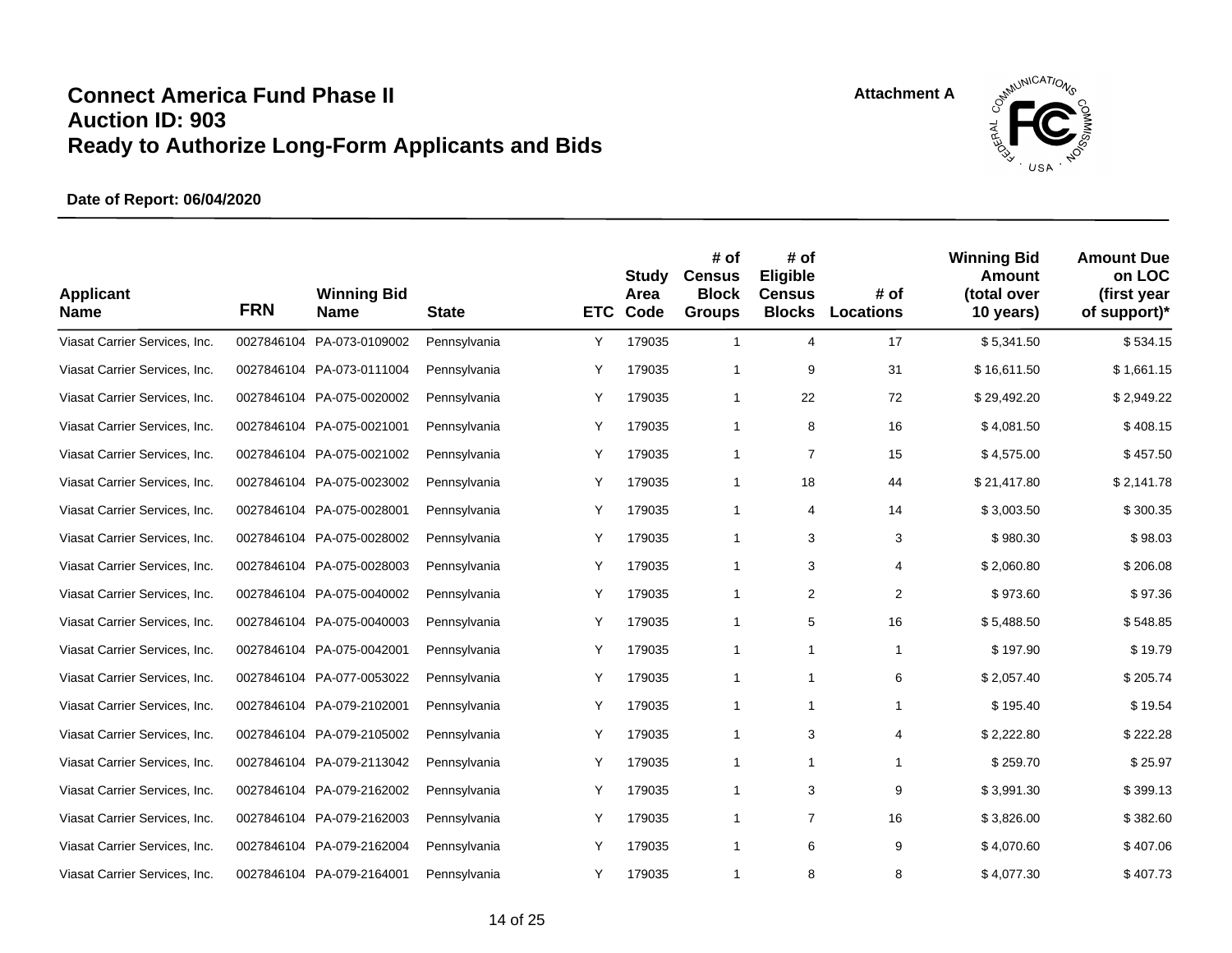# Connect America Fund Phase II
# Auction ID: 903
# Ready to Authorize Long-Form Applicants and Bids

Attachment A

**Date of Report: 06/04/2020**

| Applicant Name | FRN | Winning Bid Name | State | ETC | Study Area Code | # of Census Block Groups | # of Eligible Census Blocks | # of Locations | Winning Bid Amount (total over 10 years) | Amount Due on LOC (first year of support)* |
|---|---|---|---|---|---|---|---|---|---|---|
| Viasat Carrier Services, Inc. | 0027846104 | PA-073-0109002 | Pennsylvania | Y | 179035 | 1 | 4 | 17 | $ 5,341.50 | $ 534.15 |
| Viasat Carrier Services, Inc. | 0027846104 | PA-073-0111004 | Pennsylvania | Y | 179035 | 1 | 9 | 31 | $ 16,611.50 | $ 1,661.15 |
| Viasat Carrier Services, Inc. | 0027846104 | PA-075-0020002 | Pennsylvania | Y | 179035 | 1 | 22 | 72 | $ 29,492.20 | $ 2,949.22 |
| Viasat Carrier Services, Inc. | 0027846104 | PA-075-0021001 | Pennsylvania | Y | 179035 | 1 | 8 | 16 | $ 4,081.50 | $ 408.15 |
| Viasat Carrier Services, Inc. | 0027846104 | PA-075-0021002 | Pennsylvania | Y | 179035 | 1 | 7 | 15 | $ 4,575.00 | $ 457.50 |
| Viasat Carrier Services, Inc. | 0027846104 | PA-075-0023002 | Pennsylvania | Y | 179035 | 1 | 18 | 44 | $ 21,417.80 | $ 2,141.78 |
| Viasat Carrier Services, Inc. | 0027846104 | PA-075-0028001 | Pennsylvania | Y | 179035 | 1 | 4 | 14 | $ 3,003.50 | $ 300.35 |
| Viasat Carrier Services, Inc. | 0027846104 | PA-075-0028002 | Pennsylvania | Y | 179035 | 1 | 3 | 3 | $ 980.30 | $ 98.03 |
| Viasat Carrier Services, Inc. | 0027846104 | PA-075-0028003 | Pennsylvania | Y | 179035 | 1 | 3 | 4 | $ 2,060.80 | $ 206.08 |
| Viasat Carrier Services, Inc. | 0027846104 | PA-075-0040002 | Pennsylvania | Y | 179035 | 1 | 2 | 2 | $ 973.60 | $ 97.36 |
| Viasat Carrier Services, Inc. | 0027846104 | PA-075-0040003 | Pennsylvania | Y | 179035 | 1 | 5 | 16 | $ 5,488.50 | $ 548.85 |
| Viasat Carrier Services, Inc. | 0027846104 | PA-075-0042001 | Pennsylvania | Y | 179035 | 1 | 1 | 1 | $ 197.90 | $ 19.79 |
| Viasat Carrier Services, Inc. | 0027846104 | PA-077-0053022 | Pennsylvania | Y | 179035 | 1 | 1 | 6 | $ 2,057.40 | $ 205.74 |
| Viasat Carrier Services, Inc. | 0027846104 | PA-079-2102001 | Pennsylvania | Y | 179035 | 1 | 1 | 1 | $ 195.40 | $ 19.54 |
| Viasat Carrier Services, Inc. | 0027846104 | PA-079-2105002 | Pennsylvania | Y | 179035 | 1 | 3 | 4 | $ 2,222.80 | $ 222.28 |
| Viasat Carrier Services, Inc. | 0027846104 | PA-079-2113042 | Pennsylvania | Y | 179035 | 1 | 1 | 1 | $ 259.70 | $ 25.97 |
| Viasat Carrier Services, Inc. | 0027846104 | PA-079-2162002 | Pennsylvania | Y | 179035 | 1 | 3 | 9 | $ 3,991.30 | $ 399.13 |
| Viasat Carrier Services, Inc. | 0027846104 | PA-079-2162003 | Pennsylvania | Y | 179035 | 1 | 7 | 16 | $ 3,826.00 | $ 382.60 |
| Viasat Carrier Services, Inc. | 0027846104 | PA-079-2162004 | Pennsylvania | Y | 179035 | 1 | 6 | 9 | $ 4,070.60 | $ 407.06 |
| Viasat Carrier Services, Inc. | 0027846104 | PA-079-2164001 | Pennsylvania | Y | 179035 | 1 | 8 | 8 | $ 4,077.30 | $ 407.73 |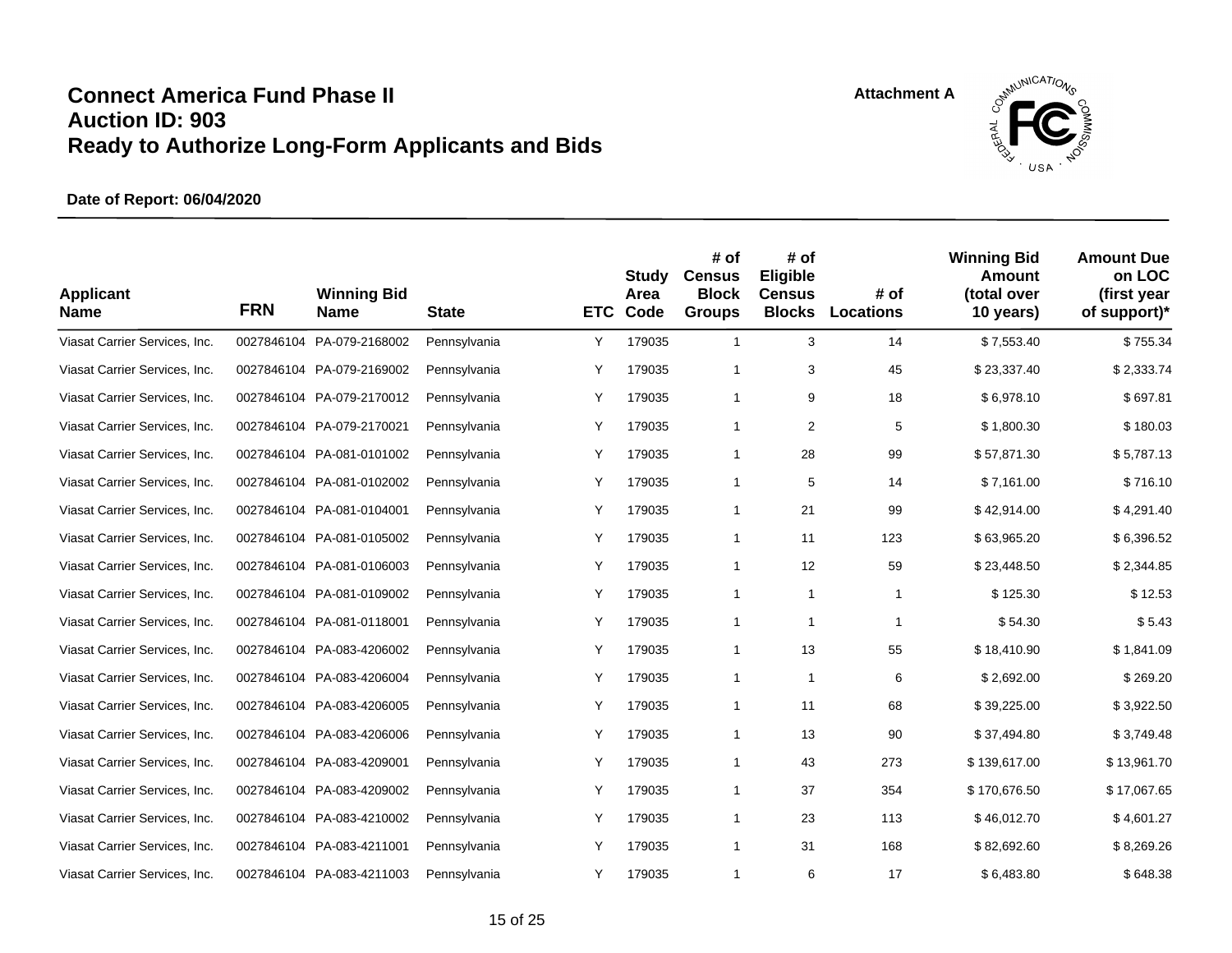# Connect America Fund Phase II
# Auction ID: 903
# Ready to Authorize Long-Form Applicants and Bids

Attachment A

**Date of Report: 06/04/2020**

| Applicant Name | FRN | Winning Bid Name | State | ETC | Study Area Code | # of Census Block Groups | # of Eligible Census Blocks | # of Locations | Winning Bid Amount (total over 10 years) | Amount Due on LOC (first year of support)* |
|---|---|---|---|---|---|---|---|---|---|---|
| Viasat Carrier Services, Inc. | 0027846104 | PA-079-2168002 | Pennsylvania | Y | 179035 | 1 | 3 | 14 | $ 7,553.40 | $ 755.34 |
| Viasat Carrier Services, Inc. | 0027846104 | PA-079-2169002 | Pennsylvania | Y | 179035 | 1 | 3 | 45 | $ 23,337.40 | $ 2,333.74 |
| Viasat Carrier Services, Inc. | 0027846104 | PA-079-2170012 | Pennsylvania | Y | 179035 | 1 | 9 | 18 | $ 6,978.10 | $ 697.81 |
| Viasat Carrier Services, Inc. | 0027846104 | PA-079-2170021 | Pennsylvania | Y | 179035 | 1 | 2 | 5 | $ 1,800.30 | $ 180.03 |
| Viasat Carrier Services, Inc. | 0027846104 | PA-081-0101002 | Pennsylvania | Y | 179035 | 1 | 28 | 99 | $ 57,871.30 | $ 5,787.13 |
| Viasat Carrier Services, Inc. | 0027846104 | PA-081-0102002 | Pennsylvania | Y | 179035 | 1 | 5 | 14 | $ 7,161.00 | $ 716.10 |
| Viasat Carrier Services, Inc. | 0027846104 | PA-081-0104001 | Pennsylvania | Y | 179035 | 1 | 21 | 99 | $ 42,914.00 | $ 4,291.40 |
| Viasat Carrier Services, Inc. | 0027846104 | PA-081-0105002 | Pennsylvania | Y | 179035 | 1 | 11 | 123 | $ 63,965.20 | $ 6,396.52 |
| Viasat Carrier Services, Inc. | 0027846104 | PA-081-0106003 | Pennsylvania | Y | 179035 | 1 | 12 | 59 | $ 23,448.50 | $ 2,344.85 |
| Viasat Carrier Services, Inc. | 0027846104 | PA-081-0109002 | Pennsylvania | Y | 179035 | 1 | 1 | 1 | $ 125.30 | $ 12.53 |
| Viasat Carrier Services, Inc. | 0027846104 | PA-081-0118001 | Pennsylvania | Y | 179035 | 1 | 1 | 1 | $ 54.30 | $ 5.43 |
| Viasat Carrier Services, Inc. | 0027846104 | PA-083-4206002 | Pennsylvania | Y | 179035 | 1 | 13 | 55 | $ 18,410.90 | $ 1,841.09 |
| Viasat Carrier Services, Inc. | 0027846104 | PA-083-4206004 | Pennsylvania | Y | 179035 | 1 | 1 | 6 | $ 2,692.00 | $ 269.20 |
| Viasat Carrier Services, Inc. | 0027846104 | PA-083-4206005 | Pennsylvania | Y | 179035 | 1 | 11 | 68 | $ 39,225.00 | $ 3,922.50 |
| Viasat Carrier Services, Inc. | 0027846104 | PA-083-4206006 | Pennsylvania | Y | 179035 | 1 | 13 | 90 | $ 37,494.80 | $ 3,749.48 |
| Viasat Carrier Services, Inc. | 0027846104 | PA-083-4209001 | Pennsylvania | Y | 179035 | 1 | 43 | 273 | $ 139,617.00 | $ 13,961.70 |
| Viasat Carrier Services, Inc. | 0027846104 | PA-083-4209002 | Pennsylvania | Y | 179035 | 1 | 37 | 354 | $ 170,676.50 | $ 17,067.65 |
| Viasat Carrier Services, Inc. | 0027846104 | PA-083-4210002 | Pennsylvania | Y | 179035 | 1 | 23 | 113 | $ 46,012.70 | $ 4,601.27 |
| Viasat Carrier Services, Inc. | 0027846104 | PA-083-4211001 | Pennsylvania | Y | 179035 | 1 | 31 | 168 | $ 82,692.60 | $ 8,269.26 |
| Viasat Carrier Services, Inc. | 0027846104 | PA-083-4211003 | Pennsylvania | Y | 179035 | 1 | 6 | 17 | $ 6,483.80 | $ 648.38 |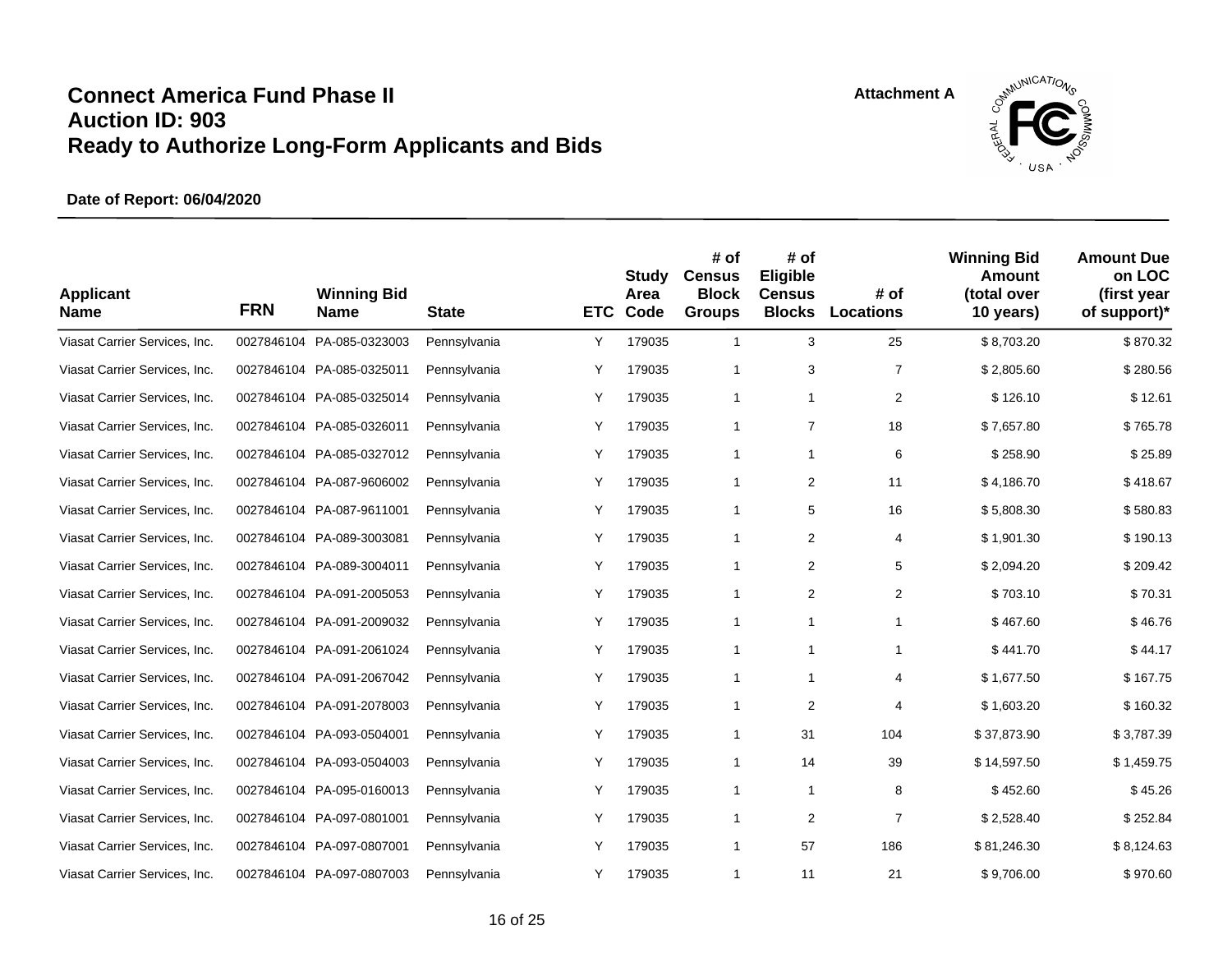# Connect America Fund Phase II
# Auction ID: 903
# Ready to Authorize Long-Form Applicants and Bids

Attachment A

**Date of Report: 06/04/2020**

| Applicant Name | FRN | Winning Bid Name | State | ETC | Study Area Code | # of Census Block Groups | # of Eligible Census Blocks | # of Locations | Winning Bid Amount (total over 10 years) | Amount Due on LOC (first year of support)* |
|---|---|---|---|---|---|---|---|---|---|---|
| Viasat Carrier Services, Inc. | 0027846104 | PA-085-0323003 | Pennsylvania | Y | 179035 | 1 | 3 | 25 | $ 8,703.20 | $ 870.32 |
| Viasat Carrier Services, Inc. | 0027846104 | PA-085-0325011 | Pennsylvania | Y | 179035 | 1 | 3 | 7 | $ 2,805.60 | $ 280.56 |
| Viasat Carrier Services, Inc. | 0027846104 | PA-085-0325014 | Pennsylvania | Y | 179035 | 1 | 1 | 2 | $ 126.10 | $ 12.61 |
| Viasat Carrier Services, Inc. | 0027846104 | PA-085-0326011 | Pennsylvania | Y | 179035 | 1 | 7 | 18 | $ 7,657.80 | $ 765.78 |
| Viasat Carrier Services, Inc. | 0027846104 | PA-085-0327012 | Pennsylvania | Y | 179035 | 1 | 1 | 6 | $ 258.90 | $ 25.89 |
| Viasat Carrier Services, Inc. | 0027846104 | PA-087-9606002 | Pennsylvania | Y | 179035 | 1 | 2 | 11 | $ 4,186.70 | $ 418.67 |
| Viasat Carrier Services, Inc. | 0027846104 | PA-087-9611001 | Pennsylvania | Y | 179035 | 1 | 5 | 16 | $ 5,808.30 | $ 580.83 |
| Viasat Carrier Services, Inc. | 0027846104 | PA-089-3003081 | Pennsylvania | Y | 179035 | 1 | 2 | 4 | $ 1,901.30 | $ 190.13 |
| Viasat Carrier Services, Inc. | 0027846104 | PA-089-3004011 | Pennsylvania | Y | 179035 | 1 | 2 | 5 | $ 2,094.20 | $ 209.42 |
| Viasat Carrier Services, Inc. | 0027846104 | PA-091-2005053 | Pennsylvania | Y | 179035 | 1 | 2 | 2 | $ 703.10 | $ 70.31 |
| Viasat Carrier Services, Inc. | 0027846104 | PA-091-2009032 | Pennsylvania | Y | 179035 | 1 | 1 | 1 | $ 467.60 | $ 46.76 |
| Viasat Carrier Services, Inc. | 0027846104 | PA-091-2061024 | Pennsylvania | Y | 179035 | 1 | 1 | 1 | $ 441.70 | $ 44.17 |
| Viasat Carrier Services, Inc. | 0027846104 | PA-091-2067042 | Pennsylvania | Y | 179035 | 1 | 1 | 4 | $ 1,677.50 | $ 167.75 |
| Viasat Carrier Services, Inc. | 0027846104 | PA-091-2078003 | Pennsylvania | Y | 179035 | 1 | 2 | 4 | $ 1,603.20 | $ 160.32 |
| Viasat Carrier Services, Inc. | 0027846104 | PA-093-0504001 | Pennsylvania | Y | 179035 | 1 | 31 | 104 | $ 37,873.90 | $ 3,787.39 |
| Viasat Carrier Services, Inc. | 0027846104 | PA-093-0504003 | Pennsylvania | Y | 179035 | 1 | 14 | 39 | $ 14,597.50 | $ 1,459.75 |
| Viasat Carrier Services, Inc. | 0027846104 | PA-095-0160013 | Pennsylvania | Y | 179035 | 1 | 1 | 8 | $ 452.60 | $ 45.26 |
| Viasat Carrier Services, Inc. | 0027846104 | PA-097-0801001 | Pennsylvania | Y | 179035 | 1 | 2 | 7 | $ 2,528.40 | $ 252.84 |
| Viasat Carrier Services, Inc. | 0027846104 | PA-097-0807001 | Pennsylvania | Y | 179035 | 1 | 57 | 186 | $ 81,246.30 | $ 8,124.63 |
| Viasat Carrier Services, Inc. | 0027846104 | PA-097-0807003 | Pennsylvania | Y | 179035 | 1 | 11 | 21 | $ 9,706.00 | $ 970.60 |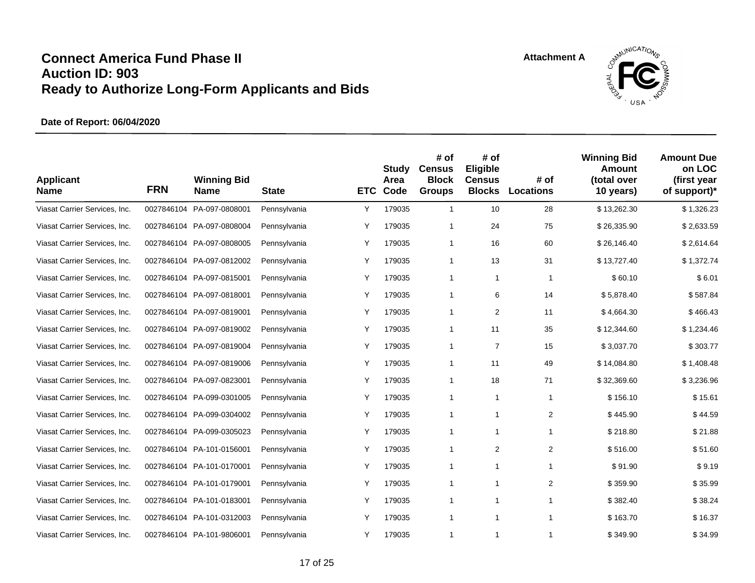# Connect America Fund Phase II
## Auction ID: 903
## Ready to Authorize Long-Form Applicants and Bids

Attachment A

**Date of Report: 06/04/2020**

| Applicant Name | FRN | Winning Bid Name | State | ETC | Study Area Code | # of Census Block Groups | # of Eligible Census Blocks | # of Locations | Winning Bid Amount (total over 10 years) | Amount Due on LOC (first year of support)* |
|---|---|---|---|---|---|---|---|---|---|---|
| Viasat Carrier Services, Inc. | 0027846104 | PA-097-0808001 | Pennsylvania | Y | 179035 | 1 | 10 | 28 | $ 13,262.30 | $ 1,326.23 |
| Viasat Carrier Services, Inc. | 0027846104 | PA-097-0808004 | Pennsylvania | Y | 179035 | 1 | 24 | 75 | $ 26,335.90 | $ 2,633.59 |
| Viasat Carrier Services, Inc. | 0027846104 | PA-097-0808005 | Pennsylvania | Y | 179035 | 1 | 16 | 60 | $ 26,146.40 | $ 2,614.64 |
| Viasat Carrier Services, Inc. | 0027846104 | PA-097-0812002 | Pennsylvania | Y | 179035 | 1 | 13 | 31 | $ 13,727.40 | $ 1,372.74 |
| Viasat Carrier Services, Inc. | 0027846104 | PA-097-0815001 | Pennsylvania | Y | 179035 | 1 | 1 | 1 | $ 60.10 | $ 6.01 |
| Viasat Carrier Services, Inc. | 0027846104 | PA-097-0818001 | Pennsylvania | Y | 179035 | 1 | 6 | 14 | $ 5,878.40 | $ 587.84 |
| Viasat Carrier Services, Inc. | 0027846104 | PA-097-0819001 | Pennsylvania | Y | 179035 | 1 | 2 | 11 | $ 4,664.30 | $ 466.43 |
| Viasat Carrier Services, Inc. | 0027846104 | PA-097-0819002 | Pennsylvania | Y | 179035 | 1 | 11 | 35 | $ 12,344.60 | $ 1,234.46 |
| Viasat Carrier Services, Inc. | 0027846104 | PA-097-0819004 | Pennsylvania | Y | 179035 | 1 | 7 | 15 | $ 3,037.70 | $ 303.77 |
| Viasat Carrier Services, Inc. | 0027846104 | PA-097-0819006 | Pennsylvania | Y | 179035 | 1 | 11 | 49 | $ 14,084.80 | $ 1,408.48 |
| Viasat Carrier Services, Inc. | 0027846104 | PA-097-0823001 | Pennsylvania | Y | 179035 | 1 | 18 | 71 | $ 32,369.60 | $ 3,236.96 |
| Viasat Carrier Services, Inc. | 0027846104 | PA-099-0301005 | Pennsylvania | Y | 179035 | 1 | 1 | 1 | $ 156.10 | $ 15.61 |
| Viasat Carrier Services, Inc. | 0027846104 | PA-099-0304002 | Pennsylvania | Y | 179035 | 1 | 1 | 2 | $ 445.90 | $ 44.59 |
| Viasat Carrier Services, Inc. | 0027846104 | PA-099-0305023 | Pennsylvania | Y | 179035 | 1 | 1 | 1 | $ 218.80 | $ 21.88 |
| Viasat Carrier Services, Inc. | 0027846104 | PA-101-0156001 | Pennsylvania | Y | 179035 | 1 | 2 | 2 | $ 516.00 | $ 51.60 |
| Viasat Carrier Services, Inc. | 0027846104 | PA-101-0170001 | Pennsylvania | Y | 179035 | 1 | 1 | 1 | $ 91.90 | $ 9.19 |
| Viasat Carrier Services, Inc. | 0027846104 | PA-101-0179001 | Pennsylvania | Y | 179035 | 1 | 1 | 2 | $ 359.90 | $ 35.99 |
| Viasat Carrier Services, Inc. | 0027846104 | PA-101-0183001 | Pennsylvania | Y | 179035 | 1 | 1 | 1 | $ 382.40 | $ 38.24 |
| Viasat Carrier Services, Inc. | 0027846104 | PA-101-0312003 | Pennsylvania | Y | 179035 | 1 | 1 | 1 | $ 163.70 | $ 16.37 |
| Viasat Carrier Services, Inc. | 0027846104 | PA-101-9806001 | Pennsylvania | Y | 179035 | 1 | 1 | 1 | $ 349.90 | $ 34.99 |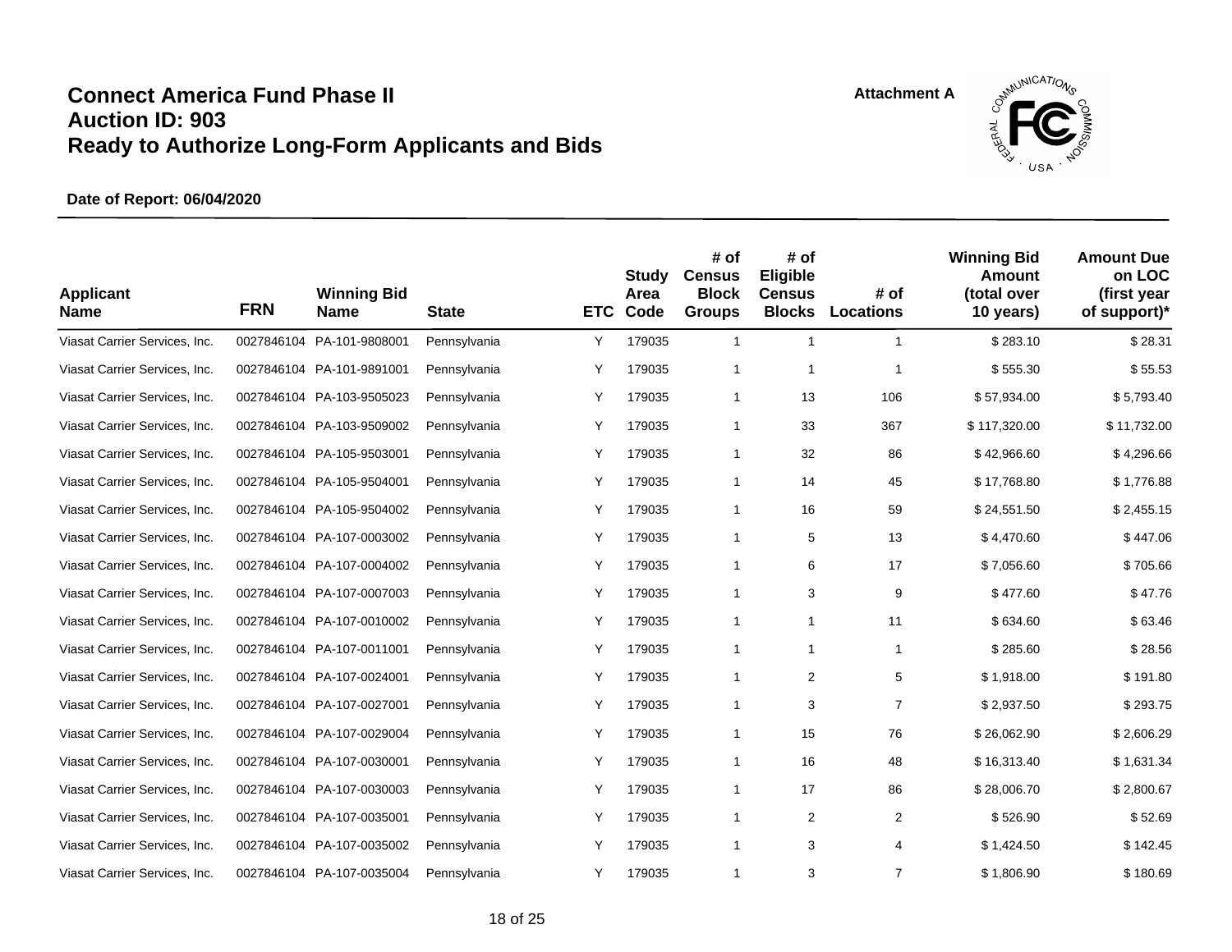# Connect America Fund Phase II
## Auction ID: 903
## Ready to Authorize Long-Form Applicants and Bids

Attachment A

**Date of Report: 06/04/2020**

| Applicant Name | FRN | Winning Bid Name | State | ETC | Study Area Code | # of Census Block Groups | # of Eligible Census Blocks | # of Locations | Winning Bid Amount (total over 10 years) | Amount Due on LOC (first year of support)* |
|---|---|---|---|---|---|---|---|---|---|---|
| Viasat Carrier Services, Inc. | 0027846104 | PA-101-9808001 | Pennsylvania | Y | 179035 | 1 | 1 | 1 | $ 283.10 | $ 28.31 |
| Viasat Carrier Services, Inc. | 0027846104 | PA-101-9891001 | Pennsylvania | Y | 179035 | 1 | 1 | 1 | $ 555.30 | $ 55.53 |
| Viasat Carrier Services, Inc. | 0027846104 | PA-103-9505023 | Pennsylvania | Y | 179035 | 1 | 13 | 106 | $ 57,934.00 | $ 5,793.40 |
| Viasat Carrier Services, Inc. | 0027846104 | PA-103-9509002 | Pennsylvania | Y | 179035 | 1 | 33 | 367 | $ 117,320.00 | $ 11,732.00 |
| Viasat Carrier Services, Inc. | 0027846104 | PA-105-9503001 | Pennsylvania | Y | 179035 | 1 | 32 | 86 | $ 42,966.60 | $ 4,296.66 |
| Viasat Carrier Services, Inc. | 0027846104 | PA-105-9504001 | Pennsylvania | Y | 179035 | 1 | 14 | 45 | $ 17,768.80 | $ 1,776.88 |
| Viasat Carrier Services, Inc. | 0027846104 | PA-105-9504002 | Pennsylvania | Y | 179035 | 1 | 16 | 59 | $ 24,551.50 | $ 2,455.15 |
| Viasat Carrier Services, Inc. | 0027846104 | PA-107-0003002 | Pennsylvania | Y | 179035 | 1 | 5 | 13 | $ 4,470.60 | $ 447.06 |
| Viasat Carrier Services, Inc. | 0027846104 | PA-107-0004002 | Pennsylvania | Y | 179035 | 1 | 6 | 17 | $ 7,056.60 | $ 705.66 |
| Viasat Carrier Services, Inc. | 0027846104 | PA-107-0007003 | Pennsylvania | Y | 179035 | 1 | 3 | 9 | $ 477.60 | $ 47.76 |
| Viasat Carrier Services, Inc. | 0027846104 | PA-107-0010002 | Pennsylvania | Y | 179035 | 1 | 1 | 11 | $ 634.60 | $ 63.46 |
| Viasat Carrier Services, Inc. | 0027846104 | PA-107-0011001 | Pennsylvania | Y | 179035 | 1 | 1 | 1 | $ 285.60 | $ 28.56 |
| Viasat Carrier Services, Inc. | 0027846104 | PA-107-0024001 | Pennsylvania | Y | 179035 | 1 | 2 | 5 | $ 1,918.00 | $ 191.80 |
| Viasat Carrier Services, Inc. | 0027846104 | PA-107-0027001 | Pennsylvania | Y | 179035 | 1 | 3 | 7 | $ 2,937.50 | $ 293.75 |
| Viasat Carrier Services, Inc. | 0027846104 | PA-107-0029004 | Pennsylvania | Y | 179035 | 1 | 15 | 76 | $ 26,062.90 | $ 2,606.29 |
| Viasat Carrier Services, Inc. | 0027846104 | PA-107-0030001 | Pennsylvania | Y | 179035 | 1 | 16 | 48 | $ 16,313.40 | $ 1,631.34 |
| Viasat Carrier Services, Inc. | 0027846104 | PA-107-0030003 | Pennsylvania | Y | 179035 | 1 | 17 | 86 | $ 28,006.70 | $ 2,800.67 |
| Viasat Carrier Services, Inc. | 0027846104 | PA-107-0035001 | Pennsylvania | Y | 179035 | 1 | 2 | 2 | $ 526.90 | $ 52.69 |
| Viasat Carrier Services, Inc. | 0027846104 | PA-107-0035002 | Pennsylvania | Y | 179035 | 1 | 3 | 4 | $ 1,424.50 | $ 142.45 |
| Viasat Carrier Services, Inc. | 0027846104 | PA-107-0035004 | Pennsylvania | Y | 179035 | 1 | 3 | 7 | $ 1,806.90 | $ 180.69 |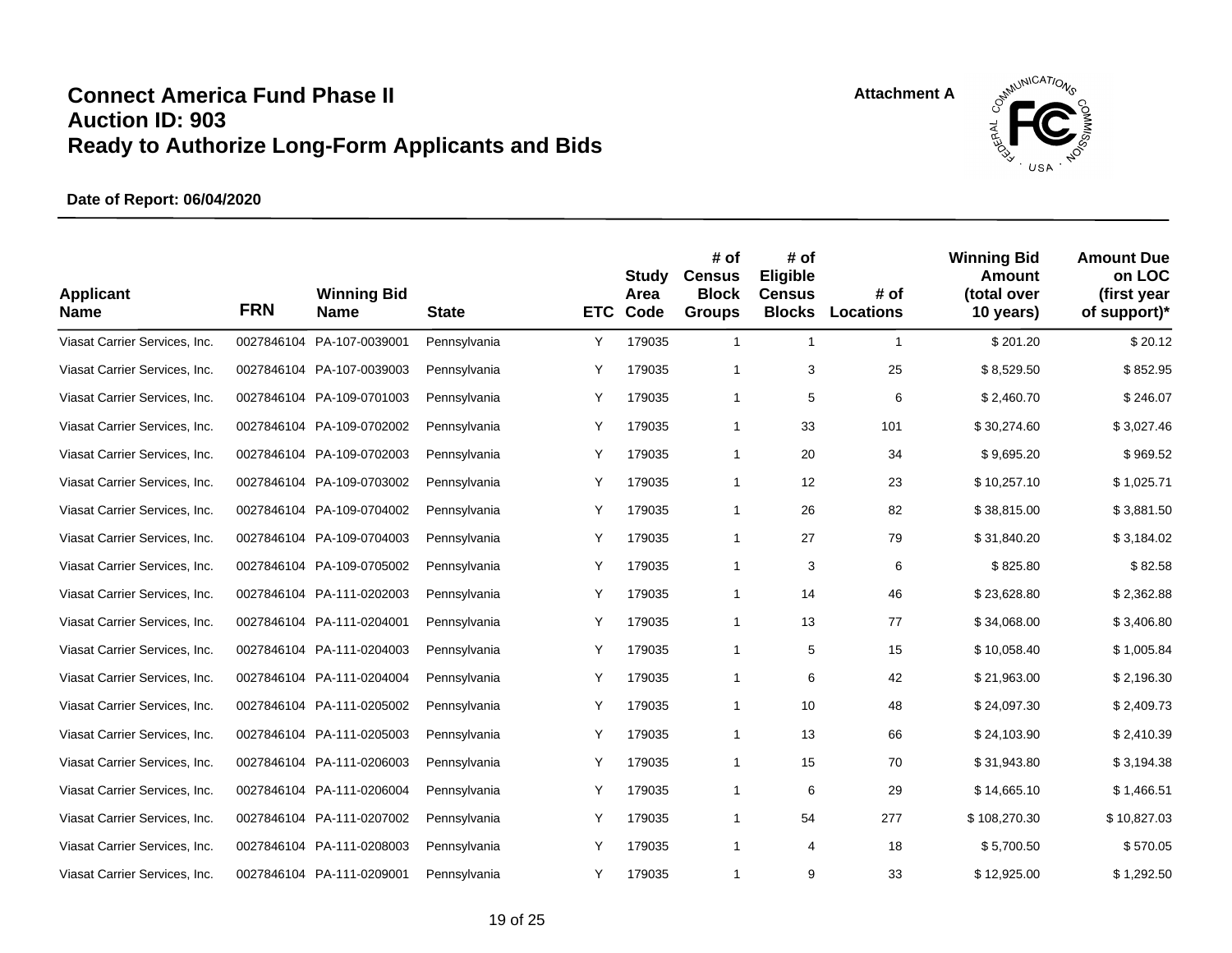# Connect America Fund Phase II
# Auction ID: 903
# Ready to Authorize Long-Form Applicants and Bids

Attachment A

**Date of Report: 06/04/2020**

| Applicant Name | FRN | Winning Bid Name | State | ETC | Study Area Code | # of Census Block Groups | # of Eligible Census Blocks | # of Locations | Winning Bid Amount (total over 10 years) | Amount Due on LOC (first year of support)* |
|---|---|---|---|---|---|---|---|---|---|---|
| Viasat Carrier Services, Inc. | 0027846104 | PA-107-0039001 | Pennsylvania | Y | 179035 | 1 | 1 | 1 | $ 201.20 | $ 20.12 |
| Viasat Carrier Services, Inc. | 0027846104 | PA-107-0039003 | Pennsylvania | Y | 179035 | 1 | 3 | 25 | $ 8,529.50 | $ 852.95 |
| Viasat Carrier Services, Inc. | 0027846104 | PA-109-0701003 | Pennsylvania | Y | 179035 | 1 | 5 | 6 | $ 2,460.70 | $ 246.07 |
| Viasat Carrier Services, Inc. | 0027846104 | PA-109-0702002 | Pennsylvania | Y | 179035 | 1 | 33 | 101 | $ 30,274.60 | $ 3,027.46 |
| Viasat Carrier Services, Inc. | 0027846104 | PA-109-0702003 | Pennsylvania | Y | 179035 | 1 | 20 | 34 | $ 9,695.20 | $ 969.52 |
| Viasat Carrier Services, Inc. | 0027846104 | PA-109-0703002 | Pennsylvania | Y | 179035 | 1 | 12 | 23 | $ 10,257.10 | $ 1,025.71 |
| Viasat Carrier Services, Inc. | 0027846104 | PA-109-0704002 | Pennsylvania | Y | 179035 | 1 | 26 | 82 | $ 38,815.00 | $ 3,881.50 |
| Viasat Carrier Services, Inc. | 0027846104 | PA-109-0704003 | Pennsylvania | Y | 179035 | 1 | 27 | 79 | $ 31,840.20 | $ 3,184.02 |
| Viasat Carrier Services, Inc. | 0027846104 | PA-109-0705002 | Pennsylvania | Y | 179035 | 1 | 3 | 6 | $ 825.80 | $ 82.58 |
| Viasat Carrier Services, Inc. | 0027846104 | PA-111-0202003 | Pennsylvania | Y | 179035 | 1 | 14 | 46 | $ 23,628.80 | $ 2,362.88 |
| Viasat Carrier Services, Inc. | 0027846104 | PA-111-0204001 | Pennsylvania | Y | 179035 | 1 | 13 | 77 | $ 34,068.00 | $ 3,406.80 |
| Viasat Carrier Services, Inc. | 0027846104 | PA-111-0204003 | Pennsylvania | Y | 179035 | 1 | 5 | 15 | $ 10,058.40 | $ 1,005.84 |
| Viasat Carrier Services, Inc. | 0027846104 | PA-111-0204004 | Pennsylvania | Y | 179035 | 1 | 6 | 42 | $ 21,963.00 | $ 2,196.30 |
| Viasat Carrier Services, Inc. | 0027846104 | PA-111-0205002 | Pennsylvania | Y | 179035 | 1 | 10 | 48 | $ 24,097.30 | $ 2,409.73 |
| Viasat Carrier Services, Inc. | 0027846104 | PA-111-0205003 | Pennsylvania | Y | 179035 | 1 | 13 | 66 | $ 24,103.90 | $ 2,410.39 |
| Viasat Carrier Services, Inc. | 0027846104 | PA-111-0206003 | Pennsylvania | Y | 179035 | 1 | 15 | 70 | $ 31,943.80 | $ 3,194.38 |
| Viasat Carrier Services, Inc. | 0027846104 | PA-111-0206004 | Pennsylvania | Y | 179035 | 1 | 6 | 29 | $ 14,665.10 | $ 1,466.51 |
| Viasat Carrier Services, Inc. | 0027846104 | PA-111-0207002 | Pennsylvania | Y | 179035 | 1 | 54 | 277 | $ 108,270.30 | $ 10,827.03 |
| Viasat Carrier Services, Inc. | 0027846104 | PA-111-0208003 | Pennsylvania | Y | 179035 | 1 | 4 | 18 | $ 5,700.50 | $ 570.05 |
| Viasat Carrier Services, Inc. | 0027846104 | PA-111-0209001 | Pennsylvania | Y | 179035 | 1 | 9 | 33 | $ 12,925.00 | $ 1,292.50 |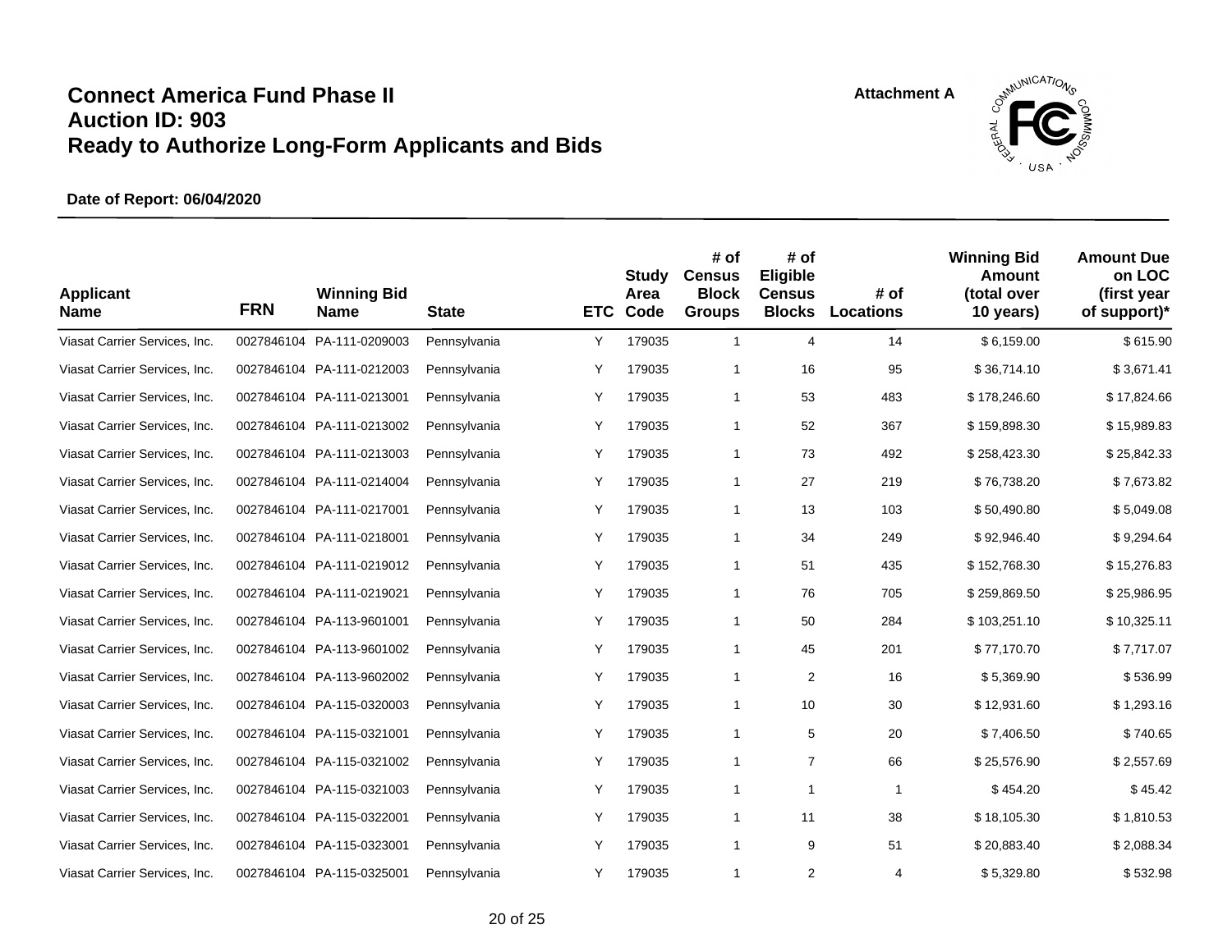# Connect America Fund Phase II
# Auction ID: 903
# Ready to Authorize Long-Form Applicants and Bids

Attachment A

**Date of Report: 06/04/2020**

| Applicant Name | FRN | Winning Bid Name | State | ETC | Study Area Code | # of Census Block Groups | # of Eligible Census Blocks | # of Locations | Winning Bid Amount (total over 10 years) | Amount Due on LOC (first year of support)* |
|---|---|---|---|---|---|---|---|---|---|---|
| Viasat Carrier Services, Inc. | 0027846104 | PA-111-0209003 | Pennsylvania | Y | 179035 | 1 | 4 | 14 | $ 6,159.00 | $ 615.90 |
| Viasat Carrier Services, Inc. | 0027846104 | PA-111-0212003 | Pennsylvania | Y | 179035 | 1 | 16 | 95 | $ 36,714.10 | $ 3,671.41 |
| Viasat Carrier Services, Inc. | 0027846104 | PA-111-0213001 | Pennsylvania | Y | 179035 | 1 | 53 | 483 | $ 178,246.60 | $ 17,824.66 |
| Viasat Carrier Services, Inc. | 0027846104 | PA-111-0213002 | Pennsylvania | Y | 179035 | 1 | 52 | 367 | $ 159,898.30 | $ 15,989.83 |
| Viasat Carrier Services, Inc. | 0027846104 | PA-111-0213003 | Pennsylvania | Y | 179035 | 1 | 73 | 492 | $ 258,423.30 | $ 25,842.33 |
| Viasat Carrier Services, Inc. | 0027846104 | PA-111-0214004 | Pennsylvania | Y | 179035 | 1 | 27 | 219 | $ 76,738.20 | $ 7,673.82 |
| Viasat Carrier Services, Inc. | 0027846104 | PA-111-0217001 | Pennsylvania | Y | 179035 | 1 | 13 | 103 | $ 50,490.80 | $ 5,049.08 |
| Viasat Carrier Services, Inc. | 0027846104 | PA-111-0218001 | Pennsylvania | Y | 179035 | 1 | 34 | 249 | $ 92,946.40 | $ 9,294.64 |
| Viasat Carrier Services, Inc. | 0027846104 | PA-111-0219012 | Pennsylvania | Y | 179035 | 1 | 51 | 435 | $ 152,768.30 | $ 15,276.83 |
| Viasat Carrier Services, Inc. | 0027846104 | PA-111-0219021 | Pennsylvania | Y | 179035 | 1 | 76 | 705 | $ 259,869.50 | $ 25,986.95 |
| Viasat Carrier Services, Inc. | 0027846104 | PA-113-9601001 | Pennsylvania | Y | 179035 | 1 | 50 | 284 | $ 103,251.10 | $ 10,325.11 |
| Viasat Carrier Services, Inc. | 0027846104 | PA-113-9601002 | Pennsylvania | Y | 179035 | 1 | 45 | 201 | $ 77,170.70 | $ 7,717.07 |
| Viasat Carrier Services, Inc. | 0027846104 | PA-113-9602002 | Pennsylvania | Y | 179035 | 1 | 2 | 16 | $ 5,369.90 | $ 536.99 |
| Viasat Carrier Services, Inc. | 0027846104 | PA-115-0320003 | Pennsylvania | Y | 179035 | 1 | 10 | 30 | $ 12,931.60 | $ 1,293.16 |
| Viasat Carrier Services, Inc. | 0027846104 | PA-115-0321001 | Pennsylvania | Y | 179035 | 1 | 5 | 20 | $ 7,406.50 | $ 740.65 |
| Viasat Carrier Services, Inc. | 0027846104 | PA-115-0321002 | Pennsylvania | Y | 179035 | 1 | 7 | 66 | $ 25,576.90 | $ 2,557.69 |
| Viasat Carrier Services, Inc. | 0027846104 | PA-115-0321003 | Pennsylvania | Y | 179035 | 1 | 1 | 1 | $ 454.20 | $ 45.42 |
| Viasat Carrier Services, Inc. | 0027846104 | PA-115-0322001 | Pennsylvania | Y | 179035 | 1 | 11 | 38 | $ 18,105.30 | $ 1,810.53 |
| Viasat Carrier Services, Inc. | 0027846104 | PA-115-0323001 | Pennsylvania | Y | 179035 | 1 | 9 | 51 | $ 20,883.40 | $ 2,088.34 |
| Viasat Carrier Services, Inc. | 0027846104 | PA-115-0325001 | Pennsylvania | Y | 179035 | 1 | 2 | 4 | $ 5,329.80 | $ 532.98 |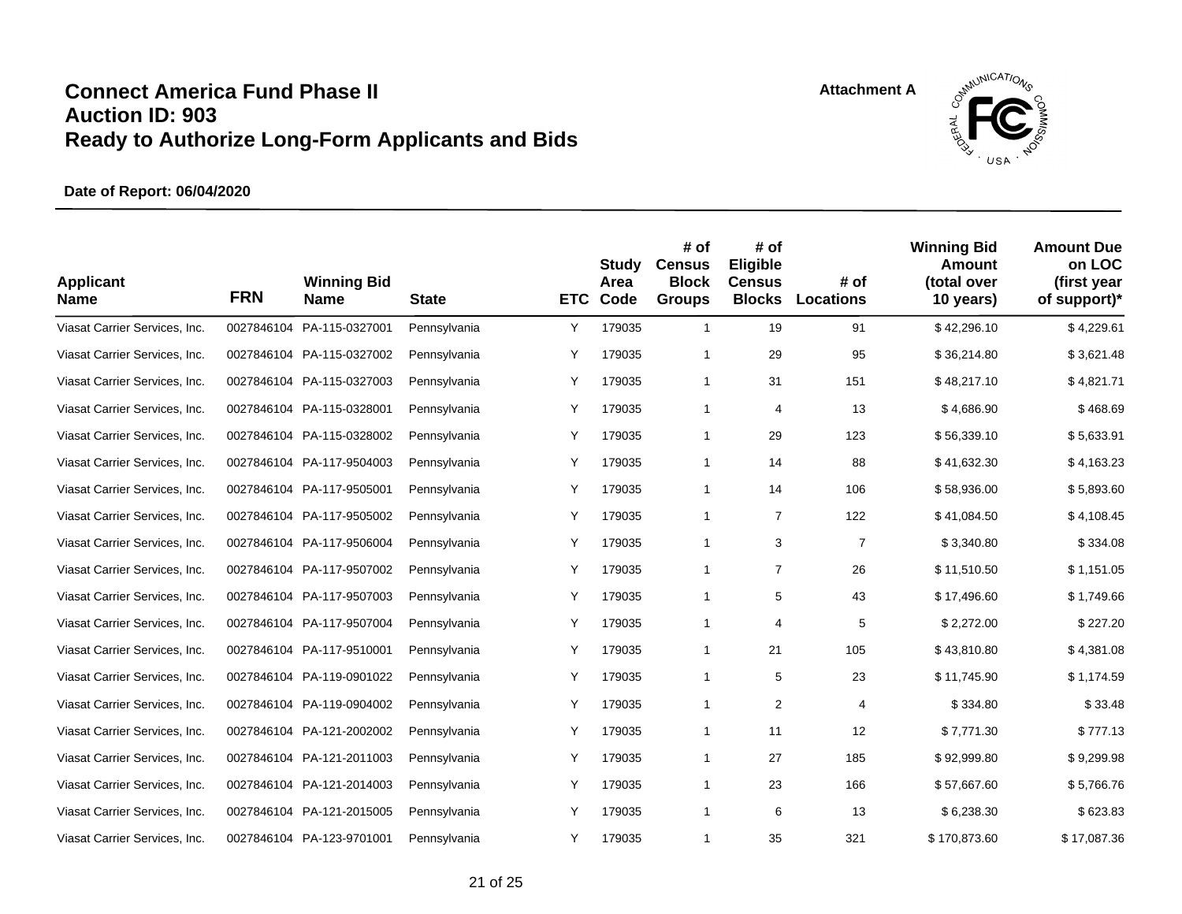# Connect America Fund Phase II
# Auction ID: 903
# Ready to Authorize Long-Form Applicants and Bids

Attachment A

**Date of Report: 06/04/2020**

| Applicant Name | FRN | Winning Bid Name | State | ETC | Study Area Code | # of Census Block Groups | # of Eligible Census Blocks | # of Locations | Winning Bid Amount (total over 10 years) | Amount Due on LOC (first year of support)* |
|---|---|---|---|---|---|---|---|---|---|---|
| Viasat Carrier Services, Inc. | 0027846104 | PA-115-0327001 | Pennsylvania | Y | 179035 | 1 | 19 | 91 | $ 42,296.10 | $ 4,229.61 |
| Viasat Carrier Services, Inc. | 0027846104 | PA-115-0327002 | Pennsylvania | Y | 179035 | 1 | 29 | 95 | $ 36,214.80 | $ 3,621.48 |
| Viasat Carrier Services, Inc. | 0027846104 | PA-115-0327003 | Pennsylvania | Y | 179035 | 1 | 31 | 151 | $ 48,217.10 | $ 4,821.71 |
| Viasat Carrier Services, Inc. | 0027846104 | PA-115-0328001 | Pennsylvania | Y | 179035 | 1 | 4 | 13 | $ 4,686.90 | $ 468.69 |
| Viasat Carrier Services, Inc. | 0027846104 | PA-115-0328002 | Pennsylvania | Y | 179035 | 1 | 29 | 123 | $ 56,339.10 | $ 5,633.91 |
| Viasat Carrier Services, Inc. | 0027846104 | PA-117-9504003 | Pennsylvania | Y | 179035 | 1 | 14 | 88 | $ 41,632.30 | $ 4,163.23 |
| Viasat Carrier Services, Inc. | 0027846104 | PA-117-9505001 | Pennsylvania | Y | 179035 | 1 | 14 | 106 | $ 58,936.00 | $ 5,893.60 |
| Viasat Carrier Services, Inc. | 0027846104 | PA-117-9505002 | Pennsylvania | Y | 179035 | 1 | 7 | 122 | $ 41,084.50 | $ 4,108.45 |
| Viasat Carrier Services, Inc. | 0027846104 | PA-117-9506004 | Pennsylvania | Y | 179035 | 1 | 3 | 7 | $ 3,340.80 | $ 334.08 |
| Viasat Carrier Services, Inc. | 0027846104 | PA-117-9507002 | Pennsylvania | Y | 179035 | 1 | 7 | 26 | $ 11,510.50 | $ 1,151.05 |
| Viasat Carrier Services, Inc. | 0027846104 | PA-117-9507003 | Pennsylvania | Y | 179035 | 1 | 5 | 43 | $ 17,496.60 | $ 1,749.66 |
| Viasat Carrier Services, Inc. | 0027846104 | PA-117-9507004 | Pennsylvania | Y | 179035 | 1 | 4 | 5 | $ 2,272.00 | $ 227.20 |
| Viasat Carrier Services, Inc. | 0027846104 | PA-117-9510001 | Pennsylvania | Y | 179035 | 1 | 21 | 105 | $ 43,810.80 | $ 4,381.08 |
| Viasat Carrier Services, Inc. | 0027846104 | PA-119-0901022 | Pennsylvania | Y | 179035 | 1 | 5 | 23 | $ 11,745.90 | $ 1,174.59 |
| Viasat Carrier Services, Inc. | 0027846104 | PA-119-0904002 | Pennsylvania | Y | 179035 | 1 | 2 | 4 | $ 334.80 | $ 33.48 |
| Viasat Carrier Services, Inc. | 0027846104 | PA-121-2002002 | Pennsylvania | Y | 179035 | 1 | 11 | 12 | $ 7,771.30 | $ 777.13 |
| Viasat Carrier Services, Inc. | 0027846104 | PA-121-2011003 | Pennsylvania | Y | 179035 | 1 | 27 | 185 | $ 92,999.80 | $ 9,299.98 |
| Viasat Carrier Services, Inc. | 0027846104 | PA-121-2014003 | Pennsylvania | Y | 179035 | 1 | 23 | 166 | $ 57,667.60 | $ 5,766.76 |
| Viasat Carrier Services, Inc. | 0027846104 | PA-121-2015005 | Pennsylvania | Y | 179035 | 1 | 6 | 13 | $ 6,238.30 | $ 623.83 |
| Viasat Carrier Services, Inc. | 0027846104 | PA-123-9701001 | Pennsylvania | Y | 179035 | 1 | 35 | 321 | $ 170,873.60 | $ 17,087.36 |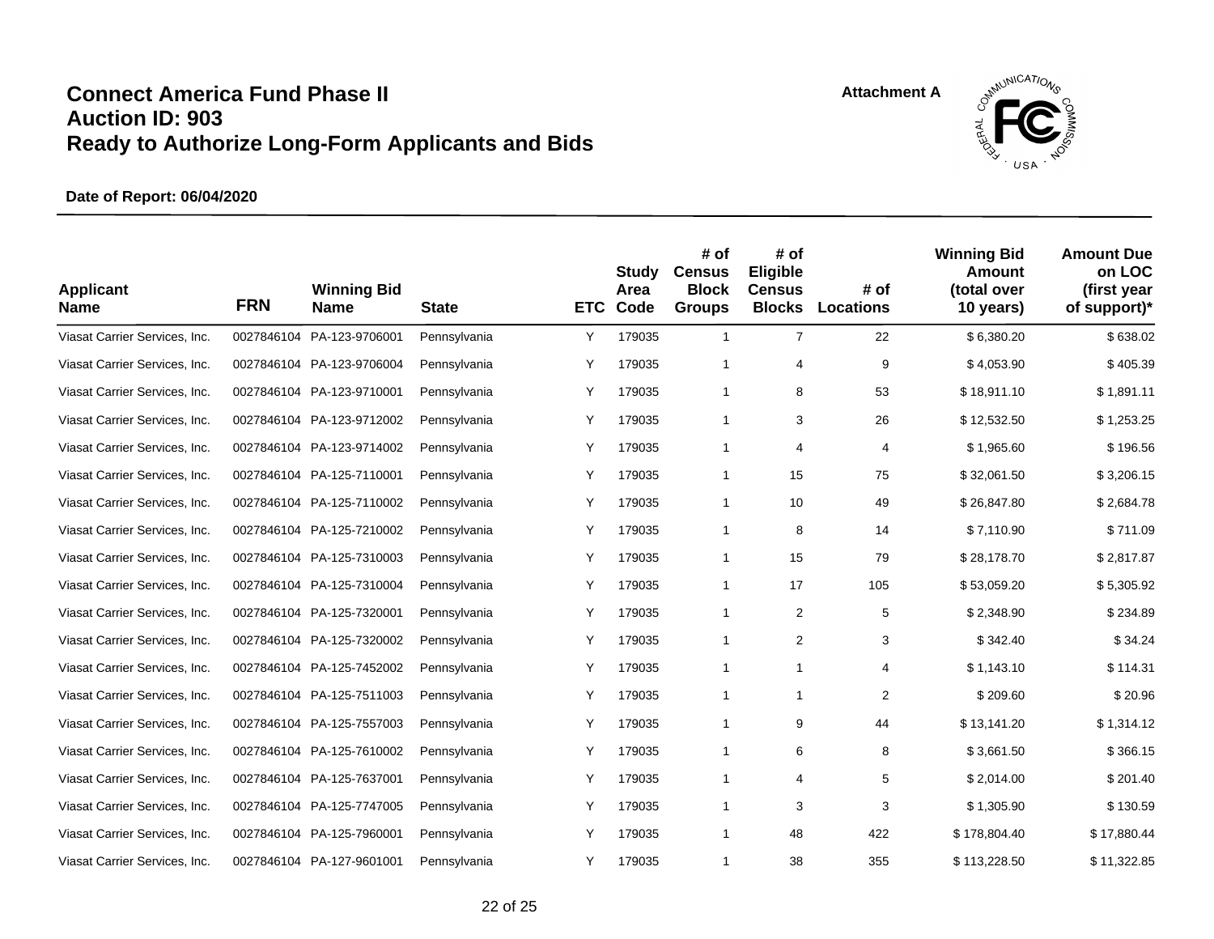# Connect America Fund Phase II
# Auction ID: 903
# Ready to Authorize Long-Form Applicants and Bids

Attachment A

**Date of Report: 06/04/2020**

| Applicant Name | FRN | Winning Bid Name | State | ETC | Study Area Code | # of Census Block Groups | # of Eligible Census Blocks | # of Locations | Winning Bid Amount (total over 10 years) | Amount Due on LOC (first year of support)* |
|---|---|---|---|---|---|---|---|---|---|---|
| Viasat Carrier Services, Inc. | 0027846104 | PA-123-9706001 | Pennsylvania | Y | 179035 | 1 | 7 | 22 | $ 6,380.20 | $ 638.02 |
| Viasat Carrier Services, Inc. | 0027846104 | PA-123-9706004 | Pennsylvania | Y | 179035 | 1 | 4 | 9 | $ 4,053.90 | $ 405.39 |
| Viasat Carrier Services, Inc. | 0027846104 | PA-123-9710001 | Pennsylvania | Y | 179035 | 1 | 8 | 53 | $ 18,911.10 | $ 1,891.11 |
| Viasat Carrier Services, Inc. | 0027846104 | PA-123-9712002 | Pennsylvania | Y | 179035 | 1 | 3 | 26 | $ 12,532.50 | $ 1,253.25 |
| Viasat Carrier Services, Inc. | 0027846104 | PA-123-9714002 | Pennsylvania | Y | 179035 | 1 | 4 | 4 | $ 1,965.60 | $ 196.56 |
| Viasat Carrier Services, Inc. | 0027846104 | PA-125-7110001 | Pennsylvania | Y | 179035 | 1 | 15 | 75 | $ 32,061.50 | $ 3,206.15 |
| Viasat Carrier Services, Inc. | 0027846104 | PA-125-7110002 | Pennsylvania | Y | 179035 | 1 | 10 | 49 | $ 26,847.80 | $ 2,684.78 |
| Viasat Carrier Services, Inc. | 0027846104 | PA-125-7210002 | Pennsylvania | Y | 179035 | 1 | 8 | 14 | $ 7,110.90 | $ 711.09 |
| Viasat Carrier Services, Inc. | 0027846104 | PA-125-7310003 | Pennsylvania | Y | 179035 | 1 | 15 | 79 | $ 28,178.70 | $ 2,817.87 |
| Viasat Carrier Services, Inc. | 0027846104 | PA-125-7310004 | Pennsylvania | Y | 179035 | 1 | 17 | 105 | $ 53,059.20 | $ 5,305.92 |
| Viasat Carrier Services, Inc. | 0027846104 | PA-125-7320001 | Pennsylvania | Y | 179035 | 1 | 2 | 5 | $ 2,348.90 | $ 234.89 |
| Viasat Carrier Services, Inc. | 0027846104 | PA-125-7320002 | Pennsylvania | Y | 179035 | 1 | 2 | 3 | $ 342.40 | $ 34.24 |
| Viasat Carrier Services, Inc. | 0027846104 | PA-125-7452002 | Pennsylvania | Y | 179035 | 1 | 1 | 4 | $ 1,143.10 | $ 114.31 |
| Viasat Carrier Services, Inc. | 0027846104 | PA-125-7511003 | Pennsylvania | Y | 179035 | 1 | 1 | 2 | $ 209.60 | $ 20.96 |
| Viasat Carrier Services, Inc. | 0027846104 | PA-125-7557003 | Pennsylvania | Y | 179035 | 1 | 9 | 44 | $ 13,141.20 | $ 1,314.12 |
| Viasat Carrier Services, Inc. | 0027846104 | PA-125-7610002 | Pennsylvania | Y | 179035 | 1 | 6 | 8 | $ 3,661.50 | $ 366.15 |
| Viasat Carrier Services, Inc. | 0027846104 | PA-125-7637001 | Pennsylvania | Y | 179035 | 1 | 4 | 5 | $ 2,014.00 | $ 201.40 |
| Viasat Carrier Services, Inc. | 0027846104 | PA-125-7747005 | Pennsylvania | Y | 179035 | 1 | 3 | 3 | $ 1,305.90 | $ 130.59 |
| Viasat Carrier Services, Inc. | 0027846104 | PA-125-7960001 | Pennsylvania | Y | 179035 | 1 | 48 | 422 | $ 178,804.40 | $ 17,880.44 |
| Viasat Carrier Services, Inc. | 0027846104 | PA-127-9601001 | Pennsylvania | Y | 179035 | 1 | 38 | 355 | $ 113,228.50 | $ 11,322.85 |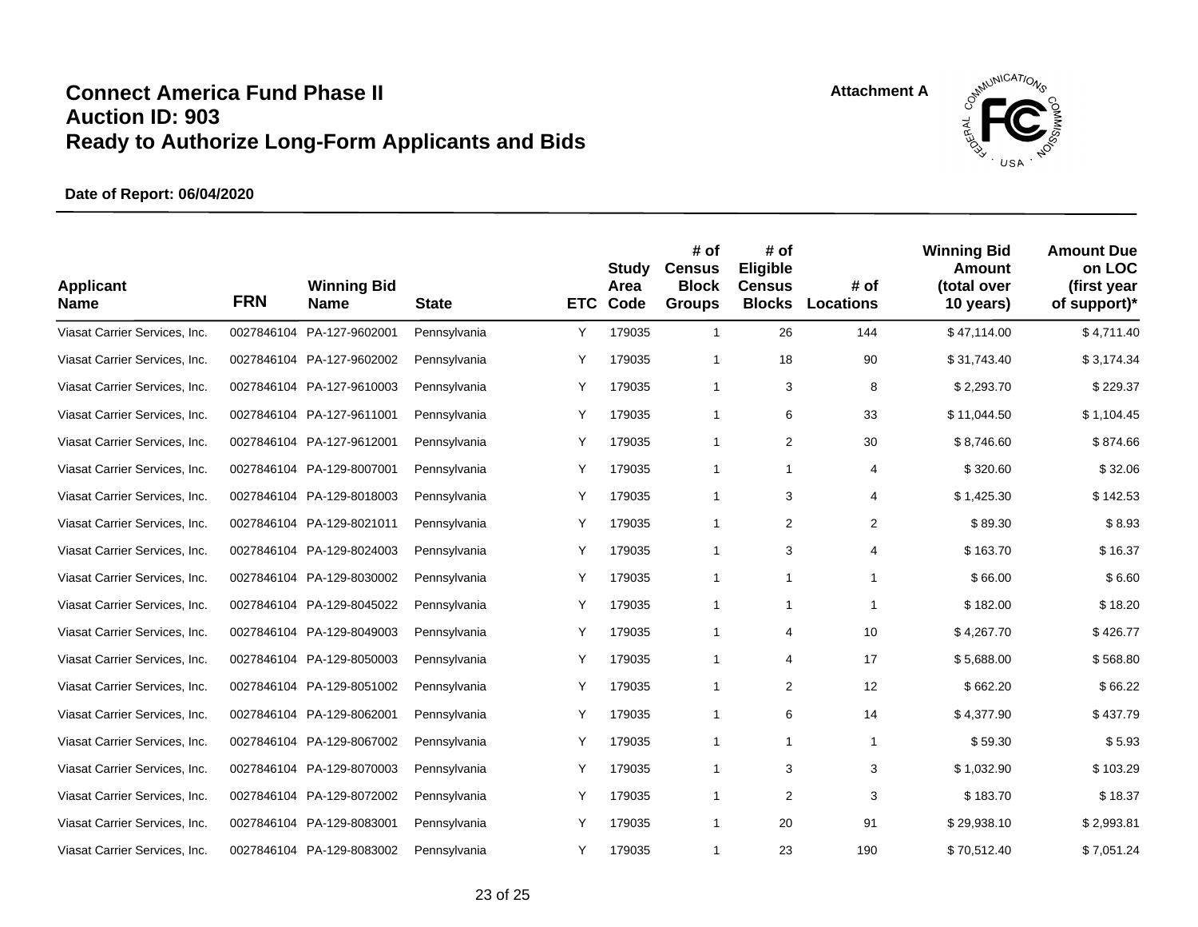# Connect America Fund Phase II
# Auction ID: 903
# Ready to Authorize Long-Form Applicants and Bids

Attachment A

**Date of Report: 06/04/2020**

| Applicant Name | FRN | Winning Bid Name | State | ETC | Study Area Code | # of Census Block Groups | # of Eligible Census Blocks | # of Locations | Winning Bid Amount (total over 10 years) | Amount Due on LOC (first year of support)* |
|---|---|---|---|---|---|---|---|---|---|---|
| Viasat Carrier Services, Inc. | 0027846104 | PA-127-9602001 | Pennsylvania | Y | 179035 | 1 | 26 | 144 | $ 47,114.00 | $ 4,711.40 |
| Viasat Carrier Services, Inc. | 0027846104 | PA-127-9602002 | Pennsylvania | Y | 179035 | 1 | 18 | 90 | $ 31,743.40 | $ 3,174.34 |
| Viasat Carrier Services, Inc. | 0027846104 | PA-127-9610003 | Pennsylvania | Y | 179035 | 1 | 3 | 8 | $ 2,293.70 | $ 229.37 |
| Viasat Carrier Services, Inc. | 0027846104 | PA-127-9611001 | Pennsylvania | Y | 179035 | 1 | 6 | 33 | $ 11,044.50 | $ 1,104.45 |
| Viasat Carrier Services, Inc. | 0027846104 | PA-127-9612001 | Pennsylvania | Y | 179035 | 1 | 2 | 30 | $ 8,746.60 | $ 874.66 |
| Viasat Carrier Services, Inc. | 0027846104 | PA-129-8007001 | Pennsylvania | Y | 179035 | 1 | 1 | 4 | $ 320.60 | $ 32.06 |
| Viasat Carrier Services, Inc. | 0027846104 | PA-129-8018003 | Pennsylvania | Y | 179035 | 1 | 3 | 4 | $ 1,425.30 | $ 142.53 |
| Viasat Carrier Services, Inc. | 0027846104 | PA-129-8021011 | Pennsylvania | Y | 179035 | 1 | 2 | 2 | $ 89.30 | $ 8.93 |
| Viasat Carrier Services, Inc. | 0027846104 | PA-129-8024003 | Pennsylvania | Y | 179035 | 1 | 3 | 4 | $ 163.70 | $ 16.37 |
| Viasat Carrier Services, Inc. | 0027846104 | PA-129-8030002 | Pennsylvania | Y | 179035 | 1 | 1 | 1 | $ 66.00 | $ 6.60 |
| Viasat Carrier Services, Inc. | 0027846104 | PA-129-8045022 | Pennsylvania | Y | 179035 | 1 | 1 | 1 | $ 182.00 | $ 18.20 |
| Viasat Carrier Services, Inc. | 0027846104 | PA-129-8049003 | Pennsylvania | Y | 179035 | 1 | 4 | 10 | $ 4,267.70 | $ 426.77 |
| Viasat Carrier Services, Inc. | 0027846104 | PA-129-8050003 | Pennsylvania | Y | 179035 | 1 | 4 | 17 | $ 5,688.00 | $ 568.80 |
| Viasat Carrier Services, Inc. | 0027846104 | PA-129-8051002 | Pennsylvania | Y | 179035 | 1 | 2 | 12 | $ 662.20 | $ 66.22 |
| Viasat Carrier Services, Inc. | 0027846104 | PA-129-8062001 | Pennsylvania | Y | 179035 | 1 | 6 | 14 | $ 4,377.90 | $ 437.79 |
| Viasat Carrier Services, Inc. | 0027846104 | PA-129-8067002 | Pennsylvania | Y | 179035 | 1 | 1 | 1 | $ 59.30 | $ 5.93 |
| Viasat Carrier Services, Inc. | 0027846104 | PA-129-8070003 | Pennsylvania | Y | 179035 | 1 | 3 | 3 | $ 1,032.90 | $ 103.29 |
| Viasat Carrier Services, Inc. | 0027846104 | PA-129-8072002 | Pennsylvania | Y | 179035 | 1 | 2 | 3 | $ 183.70 | $ 18.37 |
| Viasat Carrier Services, Inc. | 0027846104 | PA-129-8083001 | Pennsylvania | Y | 179035 | 1 | 20 | 91 | $ 29,938.10 | $ 2,993.81 |
| Viasat Carrier Services, Inc. | 0027846104 | PA-129-8083002 | Pennsylvania | Y | 179035 | 1 | 23 | 190 | $ 70,512.40 | $ 7,051.24 |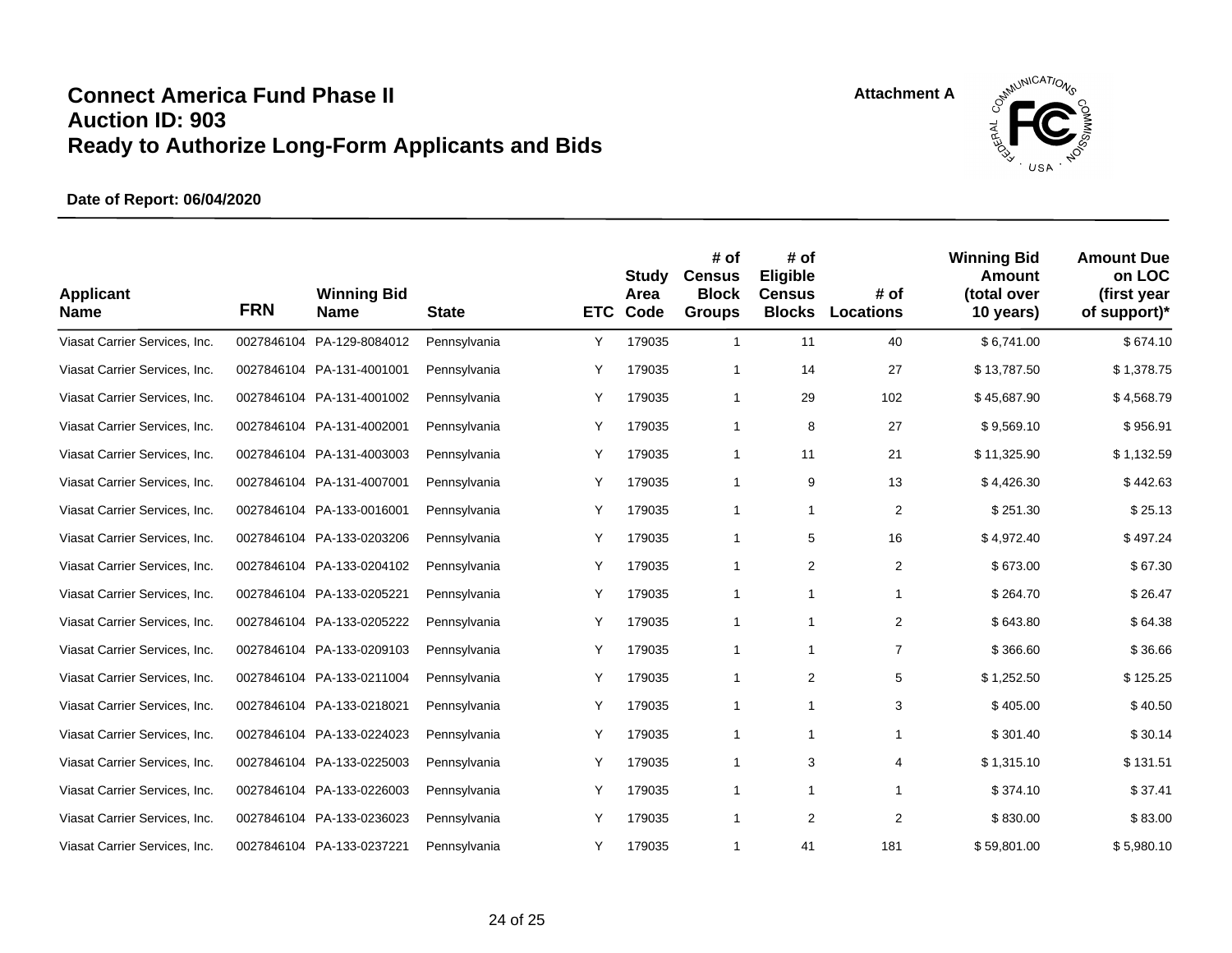# Connect America Fund Phase II
# Auction ID: 903
# Ready to Authorize Long-Form Applicants and Bids

Attachment A

**Date of Report: 06/04/2020**

| Applicant Name | FRN | Winning Bid Name | State | ETC | Study Area Code | # of Census Block Groups | # of Eligible Census Blocks | # of Locations | Winning Bid Amount (total over 10 years) | Amount Due on LOC (first year of support)* |
|---|---|---|---|---|---|---|---|---|---|---|
| Viasat Carrier Services, Inc. | 0027846104 | PA-129-8084012 | Pennsylvania | Y | 179035 | 1 | 11 | 40 | $ 6,741.00 | $ 674.10 |
| Viasat Carrier Services, Inc. | 0027846104 | PA-131-4001001 | Pennsylvania | Y | 179035 | 1 | 14 | 27 | $ 13,787.50 | $ 1,378.75 |
| Viasat Carrier Services, Inc. | 0027846104 | PA-131-4001002 | Pennsylvania | Y | 179035 | 1 | 29 | 102 | $ 45,687.90 | $ 4,568.79 |
| Viasat Carrier Services, Inc. | 0027846104 | PA-131-4002001 | Pennsylvania | Y | 179035 | 1 | 8 | 27 | $ 9,569.10 | $ 956.91 |
| Viasat Carrier Services, Inc. | 0027846104 | PA-131-4003003 | Pennsylvania | Y | 179035 | 1 | 11 | 21 | $ 11,325.90 | $ 1,132.59 |
| Viasat Carrier Services, Inc. | 0027846104 | PA-131-4007001 | Pennsylvania | Y | 179035 | 1 | 9 | 13 | $ 4,426.30 | $ 442.63 |
| Viasat Carrier Services, Inc. | 0027846104 | PA-133-0016001 | Pennsylvania | Y | 179035 | 1 | 1 | 2 | $ 251.30 | $ 25.13 |
| Viasat Carrier Services, Inc. | 0027846104 | PA-133-0203206 | Pennsylvania | Y | 179035 | 1 | 5 | 16 | $ 4,972.40 | $ 497.24 |
| Viasat Carrier Services, Inc. | 0027846104 | PA-133-0204102 | Pennsylvania | Y | 179035 | 1 | 2 | 2 | $ 673.00 | $ 67.30 |
| Viasat Carrier Services, Inc. | 0027846104 | PA-133-0205221 | Pennsylvania | Y | 179035 | 1 | 1 | 1 | $ 264.70 | $ 26.47 |
| Viasat Carrier Services, Inc. | 0027846104 | PA-133-0205222 | Pennsylvania | Y | 179035 | 1 | 1 | 2 | $ 643.80 | $ 64.38 |
| Viasat Carrier Services, Inc. | 0027846104 | PA-133-0209103 | Pennsylvania | Y | 179035 | 1 | 1 | 7 | $ 366.60 | $ 36.66 |
| Viasat Carrier Services, Inc. | 0027846104 | PA-133-0211004 | Pennsylvania | Y | 179035 | 1 | 2 | 5 | $ 1,252.50 | $ 125.25 |
| Viasat Carrier Services, Inc. | 0027846104 | PA-133-0218021 | Pennsylvania | Y | 179035 | 1 | 1 | 3 | $ 405.00 | $ 40.50 |
| Viasat Carrier Services, Inc. | 0027846104 | PA-133-0224023 | Pennsylvania | Y | 179035 | 1 | 1 | 1 | $ 301.40 | $ 30.14 |
| Viasat Carrier Services, Inc. | 0027846104 | PA-133-0225003 | Pennsylvania | Y | 179035 | 1 | 3 | 4 | $ 1,315.10 | $ 131.51 |
| Viasat Carrier Services, Inc. | 0027846104 | PA-133-0226003 | Pennsylvania | Y | 179035 | 1 | 1 | 1 | $ 374.10 | $ 37.41 |
| Viasat Carrier Services, Inc. | 0027846104 | PA-133-0236023 | Pennsylvania | Y | 179035 | 1 | 2 | 2 | $ 830.00 | $ 83.00 |
| Viasat Carrier Services, Inc. | 0027846104 | PA-133-0237221 | Pennsylvania | Y | 179035 | 1 | 41 | 181 | $ 59,801.00 | $ 5,980.10 |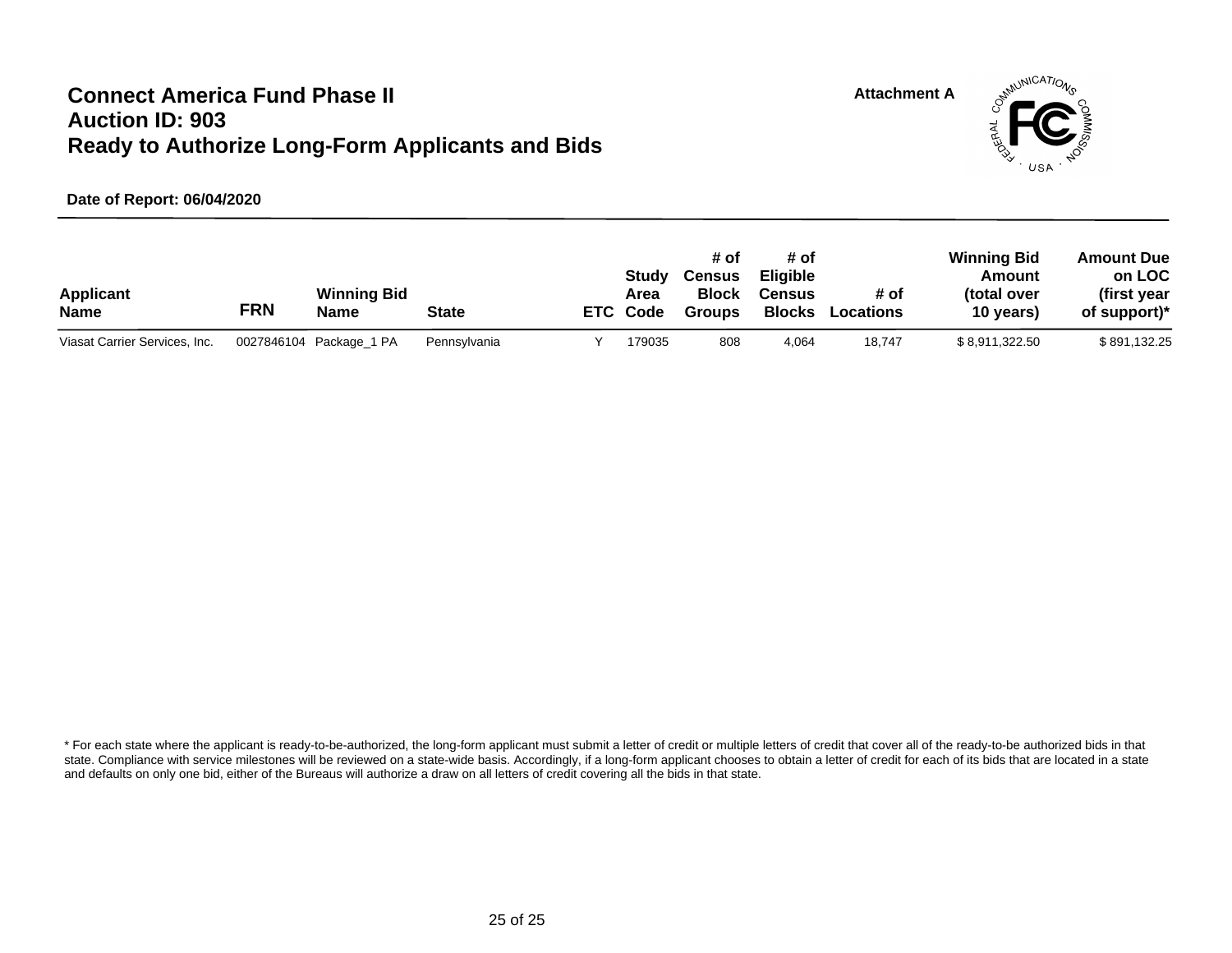# Connect America Fund Phase II
# Auction ID: 903
# Ready to Authorize Long-Form Applicants and Bids

Attachment A

**Date of Report: 06/04/2020**

| Applicant Name | FRN | Winning Bid Name | State | ETC | Study Area Code | # of Census Block Groups | # of Eligible Census Blocks | # of Locations | Winning Bid Amount (total over 10 years) | Amount Due on LOC (first year of support)* |
|---|---|---|---|---|---|---|---|---|---|---|
| Viasat Carrier Services, Inc. | 0027846104 | Package_1 PA | Pennsylvania | Y | 179035 | 808 | 4,064 | 18,747 | $ 8,911,322.50 | $ 891,132.25 |

* For each state where the applicant is ready-to-be-authorized, the long-form applicant must submit a letter of credit or multiple letters of credit that cover all of the ready-to-be authorized bids in that state. Compliance with service milestones will be reviewed on a state-wide basis. Accordingly, if a long-form applicant chooses to obtain a letter of credit for each of its bids that are located in a state and defaults on only one bid, either of the Bureaus will authorize a draw on all letters of credit covering all the bids in that state.